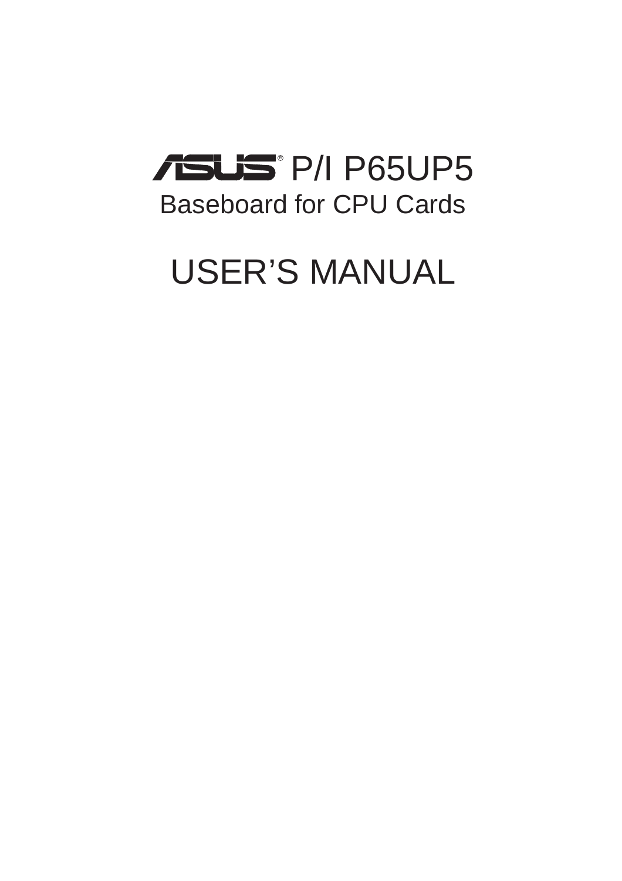# ASUS® P/I P65UP5

## Baseboard for CPU Cards

# USER'S MANUAL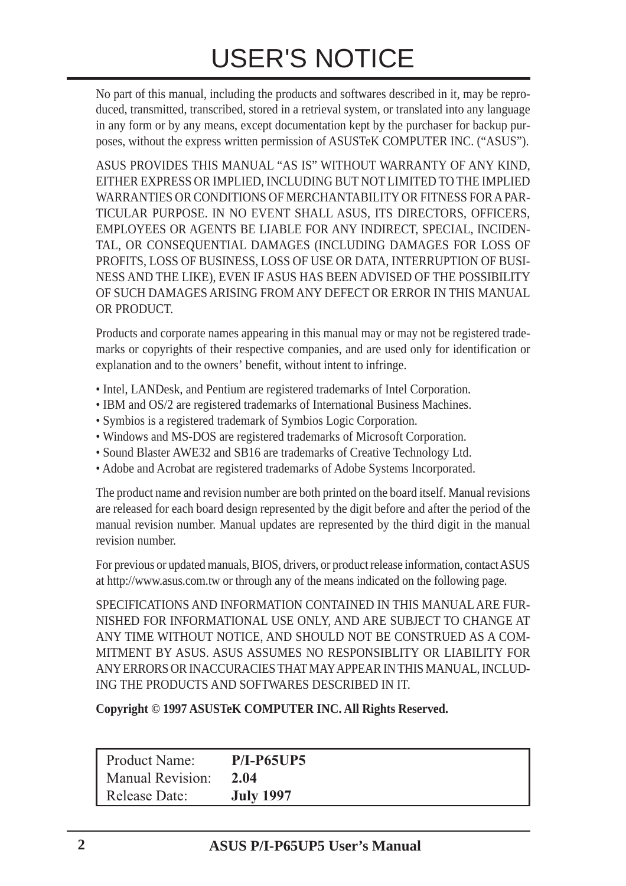# USER'S NOTICE

No part of this manual, including the products and softwares described in it, may be reproduced, transmitted, transcribed, stored in a retrieval system, or translated into any language in any form or by any means, except documentation kept by the purchaser for backup purposes, without the express written permission of ASUSTeK COMPUTER INC. ("ASUS").

ASUS PROVIDES THIS MANUAL "AS IS" WITHOUT WARRANTY OF ANY KIND, EITHER EXPRESS OR IMPLIED, INCLUDING BUT NOT LIMITED TO THE IMPLIED WARRANTIES OR CONDITIONS OF MERCHANTABILITY OR FITNESS FOR A PARTICULAR PURPOSE. IN NO EVENT SHALL ASUS, ITS DIRECTORS, OFFICERS, EMPLOYEES OR AGENTS BE LIABLE FOR ANY INDIRECT, SPECIAL, INCIDENTAL, OR CONSEQUENTIAL DAMAGES (INCLUDING DAMAGES FOR LOSS OF PROFITS, LOSS OF BUSINESS, LOSS OF USE OR DATA, INTERRUPTION OF BUSINESS AND THE LIKE), EVEN IF ASUS HAS BEEN ADVISED OF THE POSSIBILITY OF SUCH DAMAGES ARISING FROM ANY DEFECT OR ERROR IN THIS MANUAL OR PRODUCT.

Products and corporate names appearing in this manual may or may not be registered trademarks or copyrights of their respective companies, and are used only for identification or explanation and to the owners' benefit, without intent to infringe.

- Intel, LANDesk, and Pentium are registered trademarks of Intel Corporation.
- IBM and OS/2 are registered trademarks of International Business Machines.
- Symbios is a registered trademark of Symbios Logic Corporation.
- Windows and MS-DOS are registered trademarks of Microsoft Corporation.
- Sound Blaster AWE32 and SB16 are trademarks of Creative Technology Ltd.
- Adobe and Acrobat are registered trademarks of Adobe Systems Incorporated.

The product name and revision number are both printed on the board itself. Manual revisions are released for each board design represented by the digit before and after the period of the manual revision number. Manual updates are represented by the third digit in the manual revision number.

For previous or updated manuals, BIOS, drivers, or product release information, contact ASUS at http://www.asus.com.tw or through any of the means indicated on the following page.

SPECIFICATIONS AND INFORMATION CONTAINED IN THIS MANUAL ARE FURNISHED FOR INFORMATIONAL USE ONLY, AND ARE SUBJECT TO CHANGE AT ANY TIME WITHOUT NOTICE, AND SHOULD NOT BE CONSTRUED AS A COMMITMENT BY ASUS. ASUS ASSUMES NO RESPONSIBLITY OR LIABILITY FOR ANY ERRORS OR INACCURACIES THAT MAY APPEAR IN THIS MANUAL, INCLUDING THE PRODUCTS AND SOFTWARES DESCRIBED IN IT.

**Copyright © 1997 ASUSTeK COMPUTER INC. All Rights Reserved.**

| | |
|---|---|
| Product Name: | **P/I-P65UP5** |
| Manual Revision: | **2.04** |
| Release Date: | **July 1997** |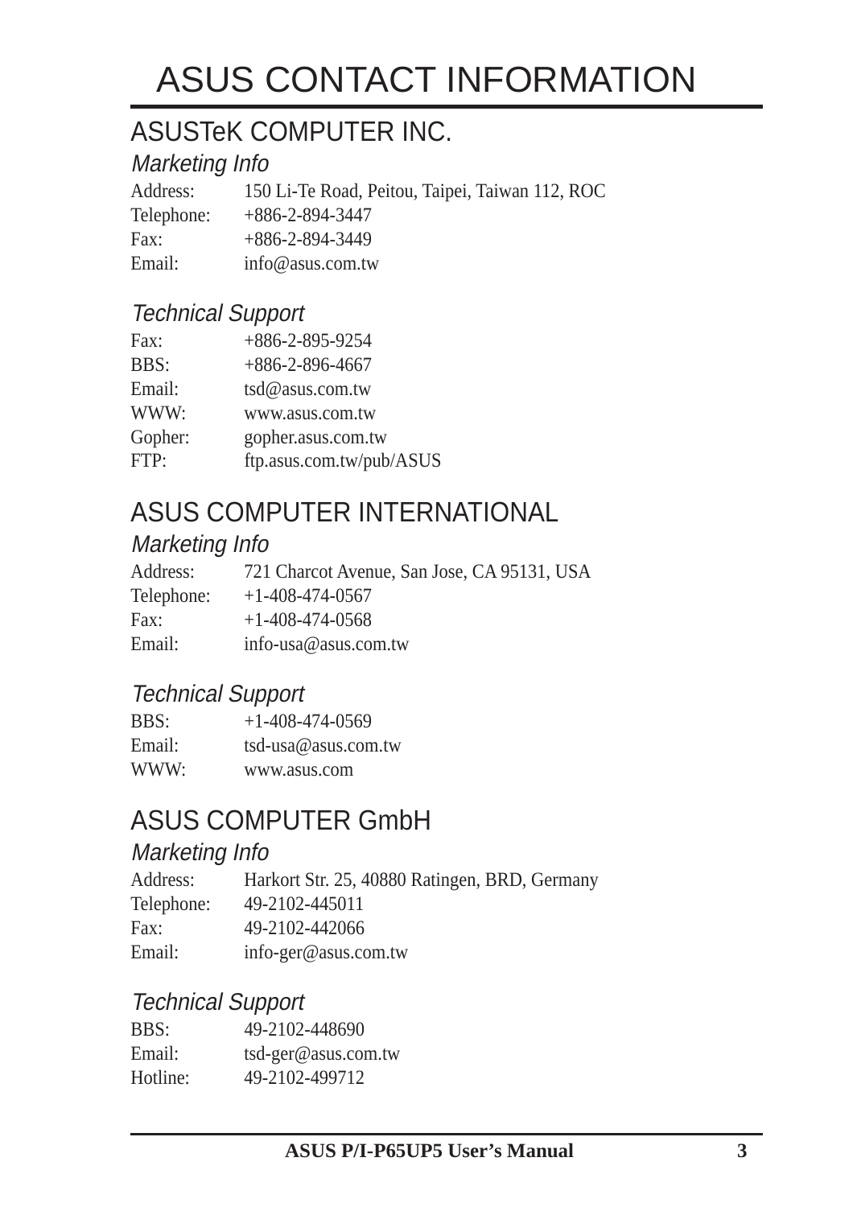# ASUS CONTACT INFORMATION

## ASUSTeK COMPUTER INC.

### *Marketing Info*

Address: 150 Li-Te Road, Peitou, Taipei, Taiwan 112, ROC
Telephone: +886-2-894-3447
Fax: +886-2-894-3449
Email: info@asus.com.tw

### *Technical Support*

Fax: +886-2-895-9254
BBS: +886-2-896-4667
Email: tsd@asus.com.tw
WWW: www.asus.com.tw
Gopher: gopher.asus.com.tw
FTP: ftp.asus.com.tw/pub/ASUS

## ASUS COMPUTER INTERNATIONAL

### *Marketing Info*

Address: 721 Charcot Avenue, San Jose, CA 95131, USA
Telephone: +1-408-474-0567
Fax: +1-408-474-0568
Email: info-usa@asus.com.tw

### *Technical Support*

BBS: +1-408-474-0569
Email: tsd-usa@asus.com.tw
WWW: www.asus.com

## ASUS COMPUTER GmbH

### *Marketing Info*

Address: Harkort Str. 25, 40880 Ratingen, BRD, Germany
Telephone: 49-2102-445011
Fax: 49-2102-442066
Email: info-ger@asus.com.tw

### *Technical Support*

BBS: 49-2102-448690
Email: tsd-ger@asus.com.tw
Hotline: 49-2102-499712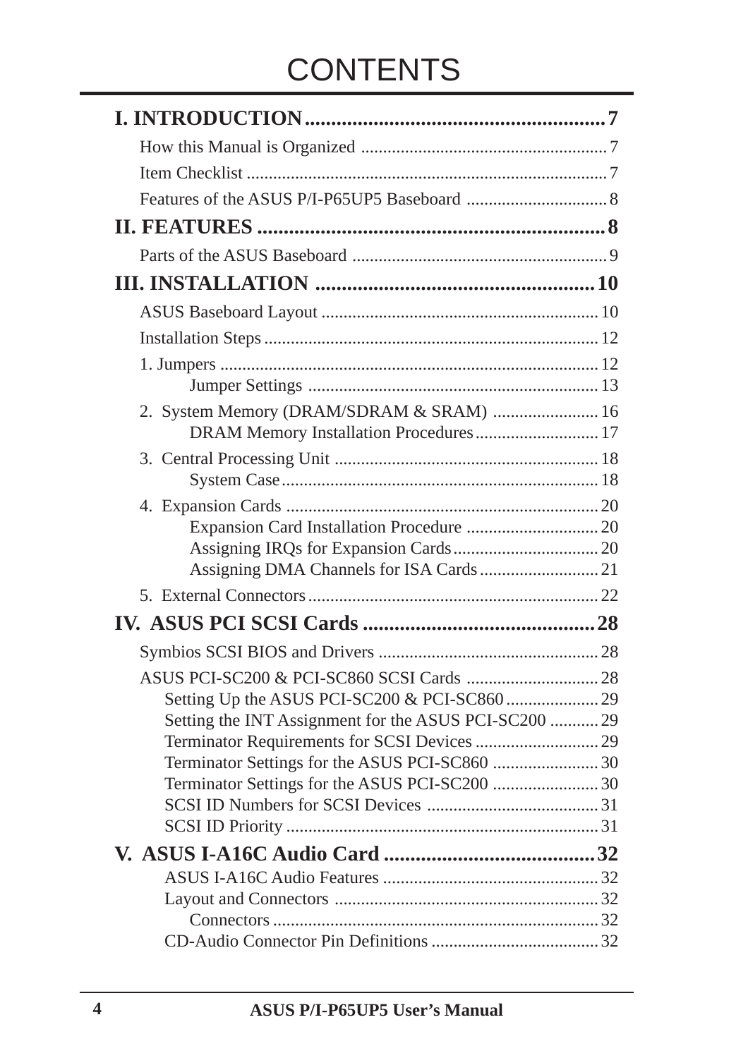# CONTENTS

**I. INTRODUCTION .......................................................... 7**

How this Manual is Organized ........................................................ 7

Item Checklist ................................................................................. 7

Features of the ASUS P/I-P65UP5 Baseboard ................................ 8

**II. FEATURES ................................................................... 8**

Parts of the ASUS Baseboard .......................................................... 9

**III. INSTALLATION ...................................................... 10**

ASUS Baseboard Layout ............................................................... 10

Installation Steps ............................................................................ 12

1. Jumpers ...................................................................................... 12
    - Jumper Settings ................................................................... 13

2. System Memory (DRAM/SDRAM & SRAM) ........................ 16
    - DRAM Memory Installation Procedures ............................ 17

3. Central Processing Unit ............................................................ 18
    - System Case ........................................................................ 18

4. Expansion Cards ....................................................................... 20
    - Expansion Card Installation Procedure .............................. 20
    - Assigning IRQs for Expansion Cards ................................. 20
    - Assigning DMA Channels for ISA Cards ........................... 21

5. External Connectors .................................................................. 22

**IV. ASUS PCI SCSI Cards ............................................. 28**

Symbios SCSI BIOS and Drivers .................................................. 28

ASUS PCI-SC200 & PCI-SC860 SCSI Cards .............................. 28
- Setting Up the ASUS PCI-SC200 & PCI-SC860 ..................... 29
- Setting the INT Assignment for the ASUS PCI-SC200 ........... 29
- Terminator Requirements for SCSI Devices ............................ 29
- Terminator Settings for the ASUS PCI-SC860 ........................ 30
- Terminator Settings for the ASUS PCI-SC200 ........................ 30
- SCSI ID Numbers for SCSI Devices ....................................... 31
- SCSI ID Priority ...................................................................... 31

**V. ASUS I-A16C Audio Card ......................................... 32**

- ASUS I-A16C Audio Features ................................................. 32
- Layout and Connectors ............................................................ 32
    - Connectors ........................................................................ 32
- CD-Audio Connector Pin Definitions ...................................... 32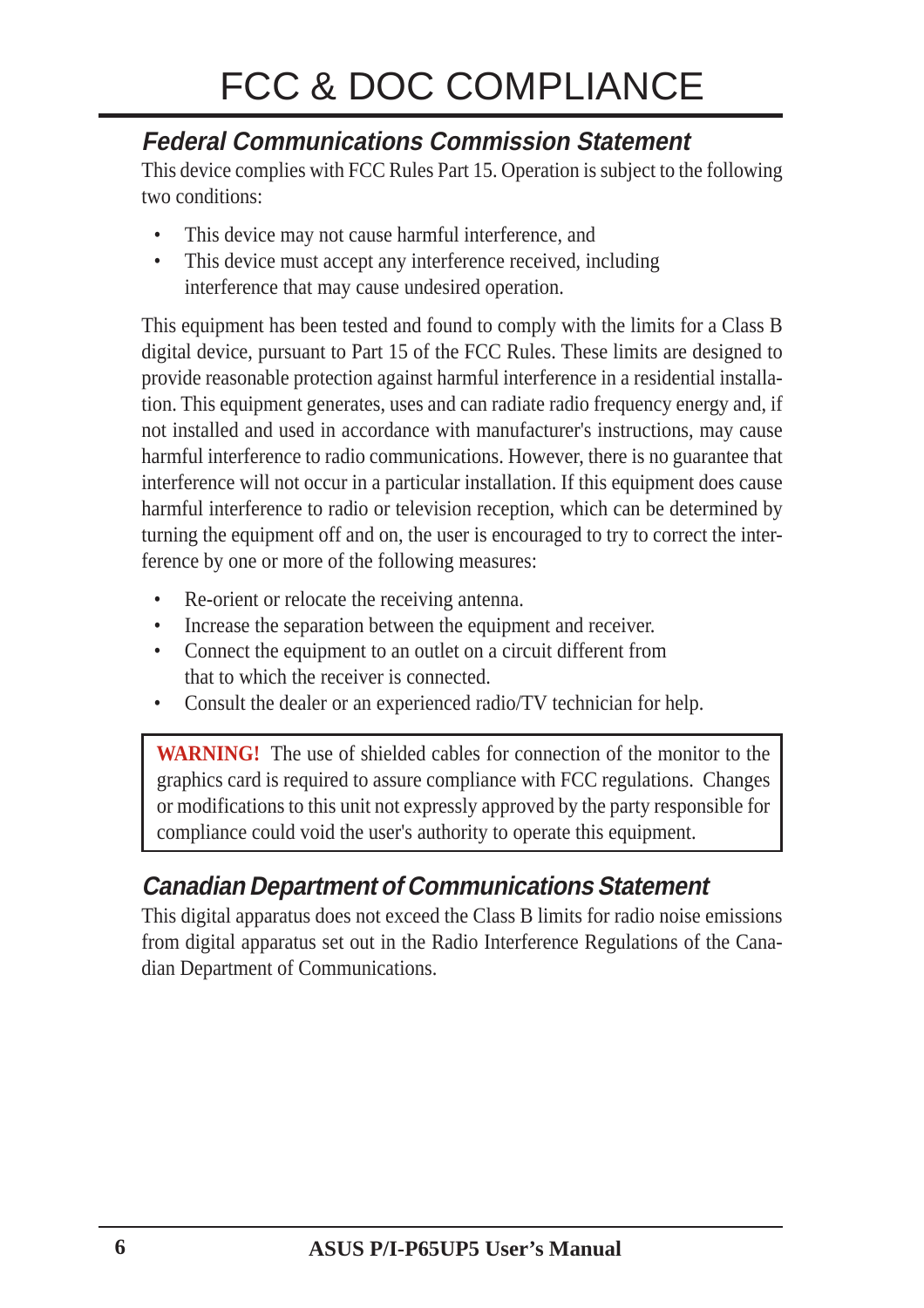# FCC & DOC COMPLIANCE

## *Federal Communications Commission Statement*

This device complies with FCC Rules Part 15. Operation is subject to the following two conditions:

- This device may not cause harmful interference, and
- This device must accept any interference received, including interference that may cause undesired operation.

This equipment has been tested and found to comply with the limits for a Class B digital device, pursuant to Part 15 of the FCC Rules. These limits are designed to provide reasonable protection against harmful interference in a residential installation. This equipment generates, uses and can radiate radio frequency energy and, if not installed and used in accordance with manufacturer's instructions, may cause harmful interference to radio communications. However, there is no guarantee that interference will not occur in a particular installation. If this equipment does cause harmful interference to radio or television reception, which can be determined by turning the equipment off and on, the user is encouraged to try to correct the interference by one or more of the following measures:

- Re-orient or relocate the receiving antenna.
- Increase the separation between the equipment and receiver.
- Connect the equipment to an outlet on a circuit different from that to which the receiver is connected.
- Consult the dealer or an experienced radio/TV technician for help.

> **WARNING!** The use of shielded cables for connection of the monitor to the graphics card is required to assure compliance with FCC regulations. Changes or modifications to this unit not expressly approved by the party responsible for compliance could void the user's authority to operate this equipment.

## *Canadian Department of Communications Statement*

This digital apparatus does not exceed the Class B limits for radio noise emissions from digital apparatus set out in the Radio Interference Regulations of the Canadian Department of Communications.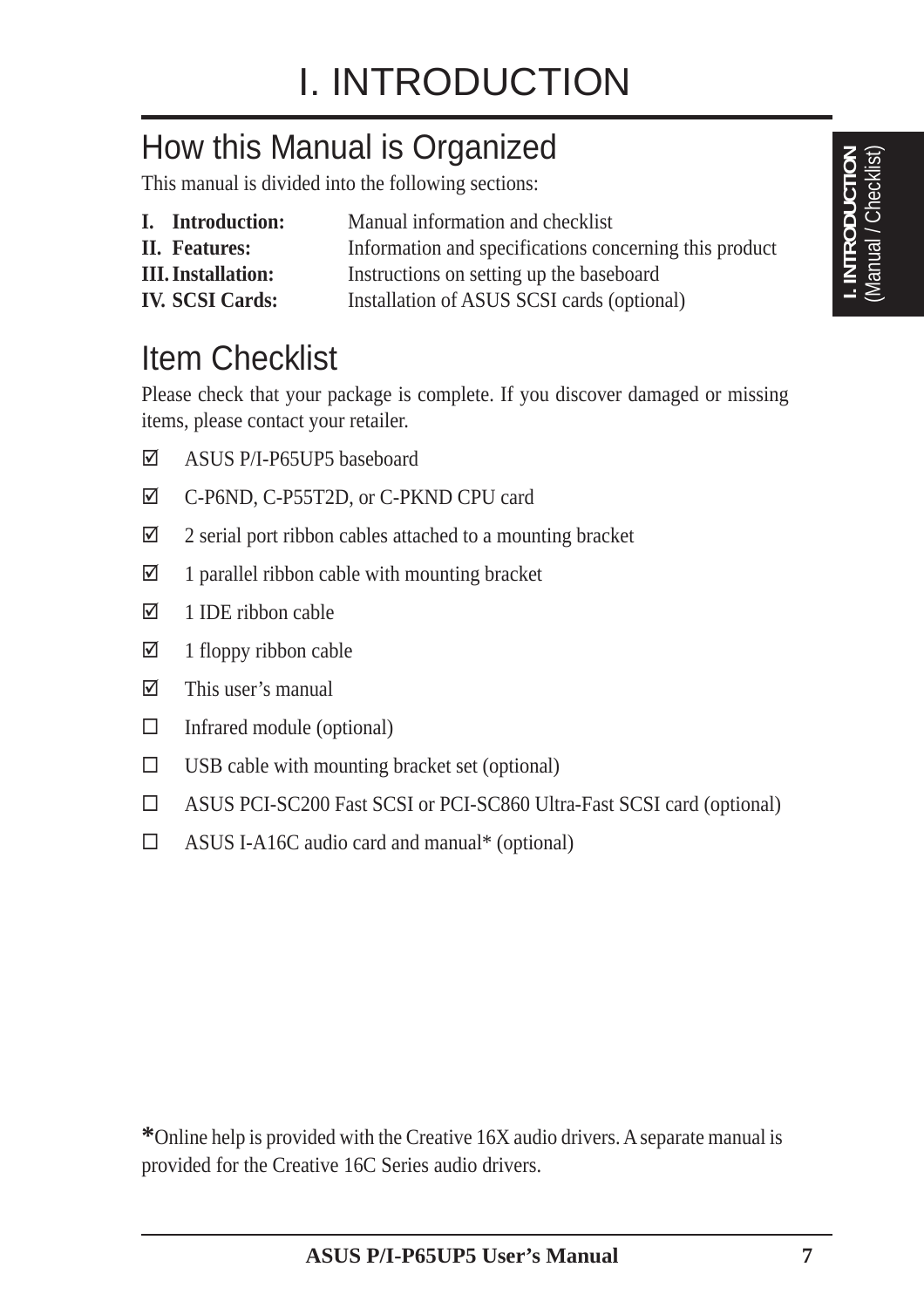# I. INTRODUCTION

## How this Manual is Organized

This manual is divided into the following sections:

| | |
|---|---|
| **I. Introduction:** | Manual information and checklist |
| **II. Features:** | Information and specifications concerning this product |
| **III. Installation:** | Instructions on setting up the baseboard |
| **IV. SCSI Cards:** | Installation of ASUS SCSI cards (optional) |

## Item Checklist

Please check that your package is complete. If you discover damaged or missing items, please contact your retailer.

- ☑ ASUS P/I-P65UP5 baseboard
- ☑ C-P6ND, C-P55T2D, or C-PKND CPU card
- ☑ 2 serial port ribbon cables attached to a mounting bracket
- ☑ 1 parallel ribbon cable with mounting bracket
- ☑ 1 IDE ribbon cable
- ☑ 1 floppy ribbon cable
- ☑ This user's manual
- ☐ Infrared module (optional)
- ☐ USB cable with mounting bracket set (optional)
- ☐ ASUS PCI-SC200 Fast SCSI or PCI-SC860 Ultra-Fast SCSI card (optional)
- ☐ ASUS I-A16C audio card and manual* (optional)

*Online help is provided with the Creative 16X audio drivers. A separate manual is provided for the Creative 16C Series audio drivers.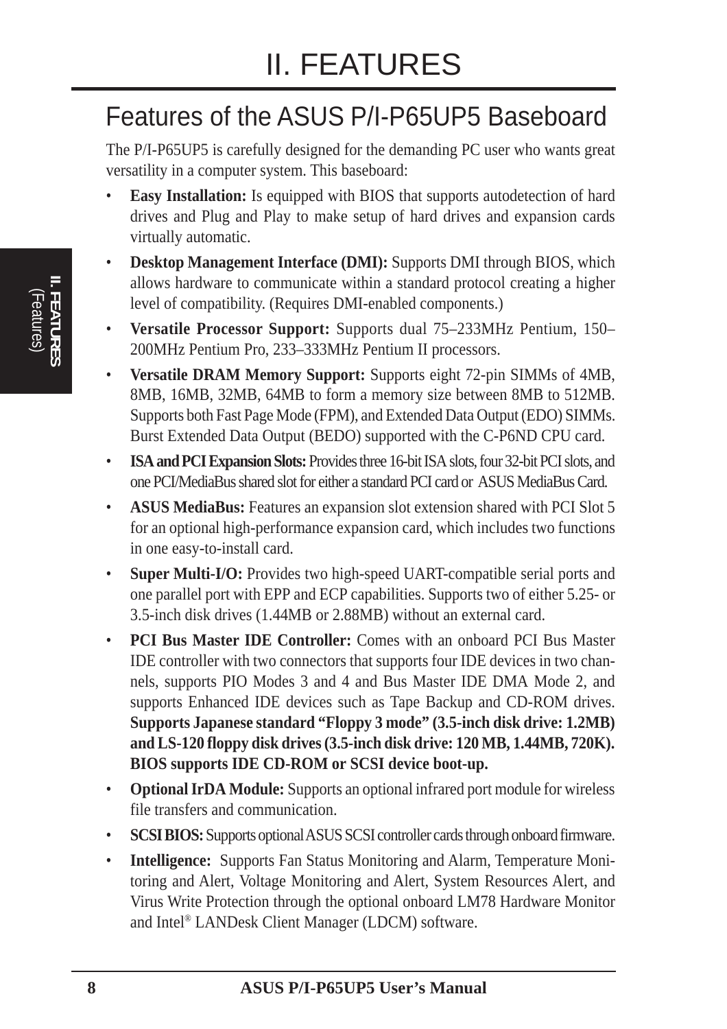# II. FEATURES

## Features of the ASUS P/I-P65UP5 Baseboard

The P/I-P65UP5 is carefully designed for the demanding PC user who wants great versatility in a computer system. This baseboard:

- **Easy Installation:** Is equipped with BIOS that supports autodetection of hard drives and Plug and Play to make setup of hard drives and expansion cards virtually automatic.
- **Desktop Management Interface (DMI):** Supports DMI through BIOS, which allows hardware to communicate within a standard protocol creating a higher level of compatibility. (Requires DMI-enabled components.)
- **Versatile Processor Support:** Supports dual 75–233MHz Pentium, 150–200MHz Pentium Pro, 233–333MHz Pentium II processors.
- **Versatile DRAM Memory Support:** Supports eight 72-pin SIMMs of 4MB, 8MB, 16MB, 32MB, 64MB to form a memory size between 8MB to 512MB. Supports both Fast Page Mode (FPM), and Extended Data Output (EDO) SIMMs. Burst Extended Data Output (BEDO) supported with the C-P6ND CPU card.
- **ISA and PCI Expansion Slots:** Provides three 16-bit ISA slots, four 32-bit PCI slots, and one PCI/MediaBus shared slot for either a standard PCI card or ASUS MediaBus Card.
- **ASUS MediaBus:** Features an expansion slot extension shared with PCI Slot 5 for an optional high-performance expansion card, which includes two functions in one easy-to-install card.
- **Super Multi-I/O:** Provides two high-speed UART-compatible serial ports and one parallel port with EPP and ECP capabilities. Supports two of either 5.25- or 3.5-inch disk drives (1.44MB or 2.88MB) without an external card.
- **PCI Bus Master IDE Controller:** Comes with an onboard PCI Bus Master IDE controller with two connectors that supports four IDE devices in two channels, supports PIO Modes 3 and 4 and Bus Master IDE DMA Mode 2, and supports Enhanced IDE devices such as Tape Backup and CD-ROM drives. **Supports Japanese standard "Floppy 3 mode" (3.5-inch disk drive: 1.2MB) and LS-120 floppy disk drives (3.5-inch disk drive: 120 MB, 1.44MB, 720K). BIOS supports IDE CD-ROM or SCSI device boot-up.**
- **Optional IrDA Module:** Supports an optional infrared port module for wireless file transfers and communication.
- **SCSI BIOS:** Supports optional ASUS SCSI controller cards through onboard firmware.
- **Intelligence:** Supports Fan Status Monitoring and Alarm, Temperature Monitoring and Alert, Voltage Monitoring and Alert, System Resources Alert, and Virus Write Protection through the optional onboard LM78 Hardware Monitor and Intel® LANDesk Client Manager (LDCM) software.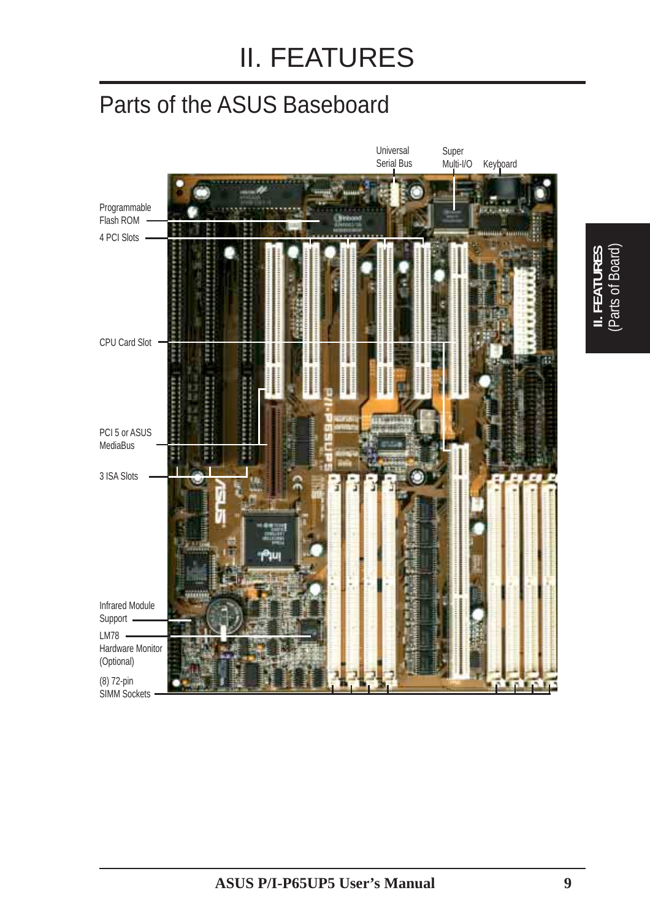# II. FEATURES

## Parts of the ASUS Baseboard

Universal Serial Bus

Super Multi-I/O

Keyboard

Programmable Flash ROM

4 PCI Slots

CPU Card Slot

PCI 5 or ASUS MediaBus

3 ISA Slots

Infrared Module Support

LM78 Hardware Monitor (Optional)

(8) 72-pin SIMM Sockets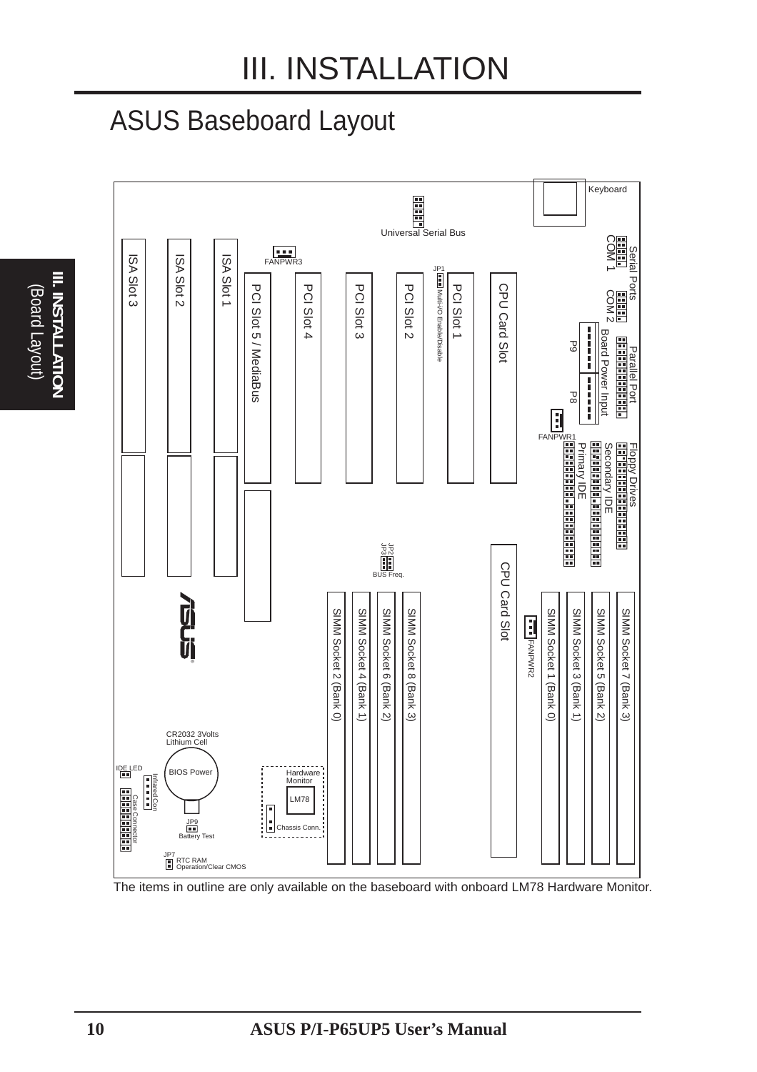# III. INSTALLATION

## ASUS Baseboard Layout

Keyboard

Universal Serial Bus

Serial Ports COM 1 COM 2

Parallel Port

Board Power Input P9 P8

FANPWR1

Floppy Drives

Secondary IDE

Primary IDE

FANPWR3

JP1 Multi-I/O Enable/Disable

ISA Slot 3 ISA Slot 2 ISA Slot 1

PCI Slot 5 / MediaBus PCI Slot 4 PCI Slot 3 PCI Slot 2 PCI Slot 1

CPU Card Slot

JP2 JP3 BUS Freq.

SIMM Socket 2 (Bank 0) SIMM Socket 4 (Bank 1) SIMM Socket 6 (Bank 2) SIMM Socket 8 (Bank 3)

CPU Card Slot

FANPWR2

SIMM Socket 1 (Bank 0) SIMM Socket 3 (Bank 1) SIMM Socket 5 (Bank 2) SIMM Socket 7 (Bank 3)

CR2032 3Volts Lithium Cell

BIOS Power

IDE LED

Infrared Con

Case Connector

JP9 Battery Test

Hardware Monitor LM78

Chassis Conn.

JP7 RTC RAM Operation/Clear CMOS

The items in outline are only available on the baseboard with onboard LM78 Hardware Monitor.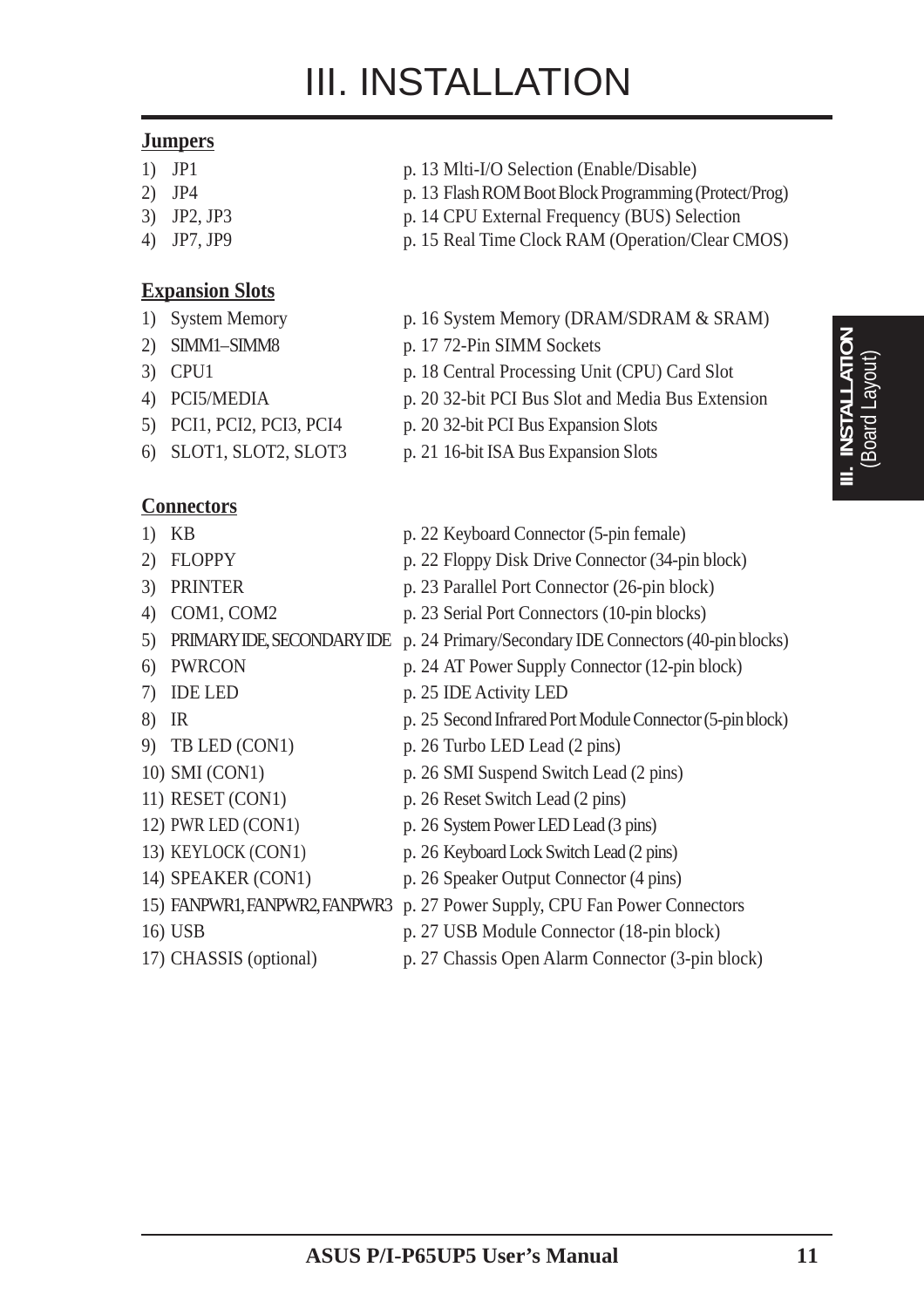# III. INSTALLATION

**Jumpers**

| | |
|---|---|
| 1) JP1 | p. 13 Mlti-I/O Selection (Enable/Disable) |
| 2) JP4 | p. 13 Flash ROM Boot Block Programming (Protect/Prog) |
| 3) JP2, JP3 | p. 14 CPU External Frequency (BUS) Selection |
| 4) JP7, JP9 | p. 15 Real Time Clock RAM (Operation/Clear CMOS) |

**Expansion Slots**

| | |
|---|---|
| 1) System Memory | p. 16 System Memory (DRAM/SDRAM & SRAM) |
| 2) SIMM1–SIMM8 | p. 17 72-Pin SIMM Sockets |
| 3) CPU1 | p. 18 Central Processing Unit (CPU) Card Slot |
| 4) PCI5/MEDIA | p. 20 32-bit PCI Bus Slot and Media Bus Extension |
| 5) PCI1, PCI2, PCI3, PCI4 | p. 20 32-bit PCI Bus Expansion Slots |
| 6) SLOT1, SLOT2, SLOT3 | p. 21 16-bit ISA Bus Expansion Slots |

**Connectors**

| | |
|---|---|
| 1) KB | p. 22 Keyboard Connector (5-pin female) |
| 2) FLOPPY | p. 22 Floppy Disk Drive Connector (34-pin block) |
| 3) PRINTER | p. 23 Parallel Port Connector (26-pin block) |
| 4) COM1, COM2 | p. 23 Serial Port Connectors (10-pin blocks) |
| 5) PRIMARY IDE, SECONDARY IDE | p. 24 Primary/Secondary IDE Connectors (40-pin blocks) |
| 6) PWRCON | p. 24 AT Power Supply Connector (12-pin block) |
| 7) IDE LED | p. 25 IDE Activity LED |
| 8) IR | p. 25 Second Infrared Port Module Connector (5-pin block) |
| 9) TB LED (CON1) | p. 26 Turbo LED Lead (2 pins) |
| 10) SMI (CON1) | p. 26 SMI Suspend Switch Lead (2 pins) |
| 11) RESET (CON1) | p. 26 Reset Switch Lead (2 pins) |
| 12) PWR LED (CON1) | p. 26 System Power LED Lead (3 pins) |
| 13) KEYLOCK (CON1) | p. 26 Keyboard Lock Switch Lead (2 pins) |
| 14) SPEAKER (CON1) | p. 26 Speaker Output Connector (4 pins) |
| 15) FANPWR1, FANPWR2, FANPWR3 | p. 27 Power Supply, CPU Fan Power Connectors |
| 16) USB | p. 27 USB Module Connector (18-pin block) |
| 17) CHASSIS (optional) | p. 27 Chassis Open Alarm Connector (3-pin block) |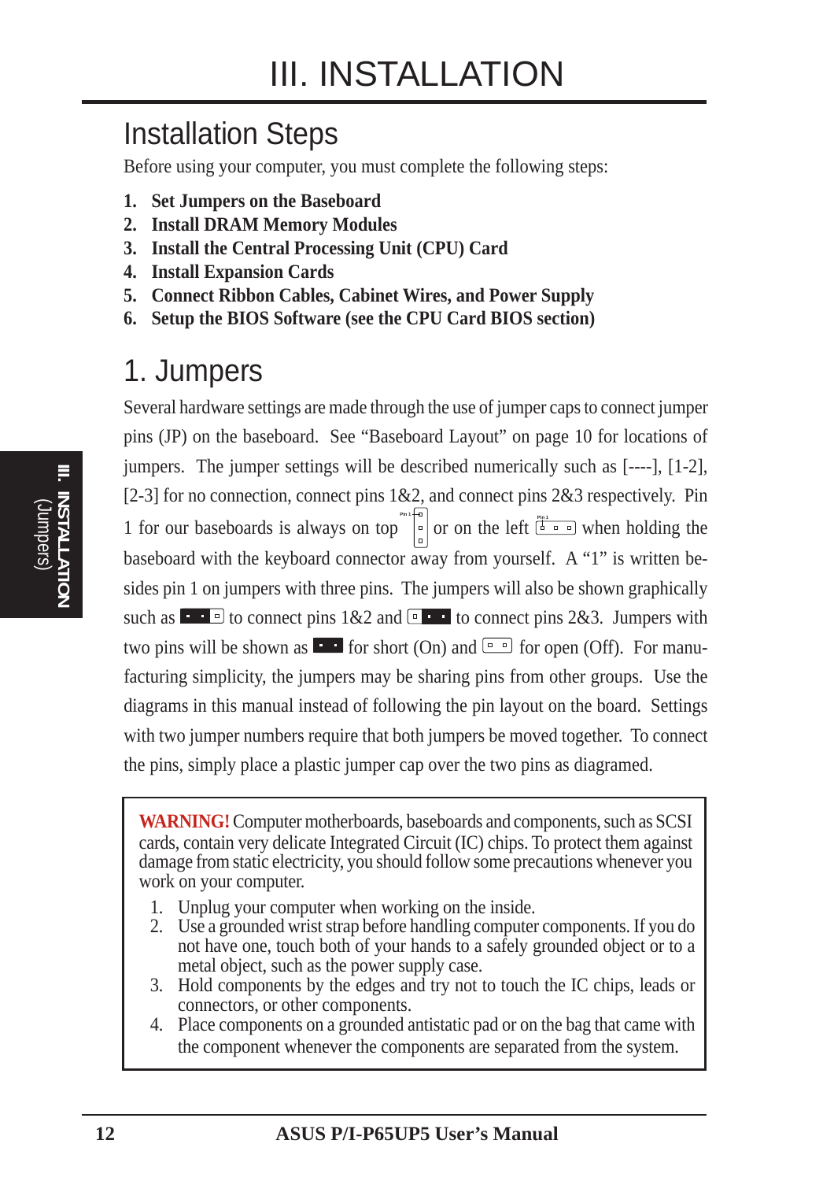# III. INSTALLATION

## Installation Steps

Before using your computer, you must complete the following steps:

1. **Set Jumpers on the Baseboard**
2. **Install DRAM Memory Modules**
3. **Install the Central Processing Unit (CPU) Card**
4. **Install Expansion Cards**
5. **Connect Ribbon Cables, Cabinet Wires, and Power Supply**
6. **Setup the BIOS Software (see the CPU Card BIOS section)**

## 1. Jumpers

Several hardware settings are made through the use of jumper caps to connect jumper pins (JP) on the baseboard. See "Baseboard Layout" on page 10 for locations of jumpers. The jumper settings will be described numerically such as [----], [1-2], [2-3] for no connection, connect pins 1&2, and connect pins 2&3 respectively. Pin 1 for our baseboards is always on top or on the left when holding the baseboard with the keyboard connector away from yourself. A "1" is written besides pin 1 on jumpers with three pins. The jumpers will also be shown graphically such as to connect pins 1&2 and to connect pins 2&3. Jumpers with two pins will be shown as for short (On) and for open (Off). For manufacturing simplicity, the jumpers may be sharing pins from other groups. Use the diagrams in this manual instead of following the pin layout on the board. Settings with two jumper numbers require that both jumpers be moved together. To connect the pins, simply place a plastic jumper cap over the two pins as diagramed.

**WARNING!** Computer motherboards, baseboards and components, such as SCSI cards, contain very delicate Integrated Circuit (IC) chips. To protect them against damage from static electricity, you should follow some precautions whenever you work on your computer.

1. Unplug your computer when working on the inside.
2. Use a grounded wrist strap before handling computer components. If you do not have one, touch both of your hands to a safely grounded object or to a metal object, such as the power supply case.
3. Hold components by the edges and try not to touch the IC chips, leads or connectors, or other components.
4. Place components on a grounded antistatic pad or on the bag that came with the component whenever the components are separated from the system.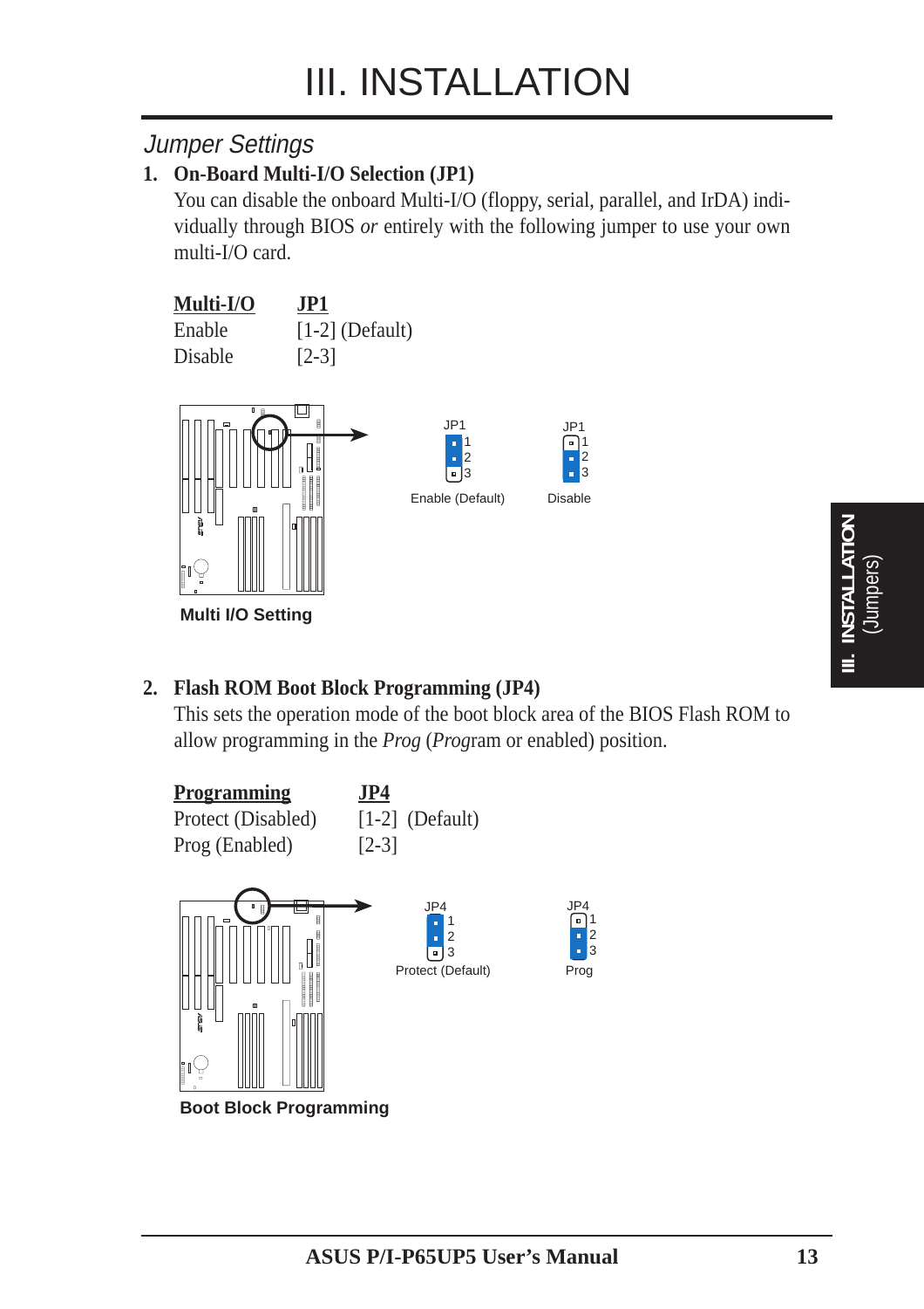# III. INSTALLATION

## Jumper Settings

### 1. On-Board Multi-I/O Selection (JP1)

You can disable the onboard Multi-I/O (floppy, serial, parallel, and IrDA) individually through BIOS *or* entirely with the following jumper to use your own multi-I/O card.

| Multi-I/O | JP1 |
|---|---|
| Enable | [1-2] (Default) |
| Disable | [2-3] |

JP1 1 2 3 Enable (Default)

JP1 1 2 3 Disable

**Multi I/O Setting**

### 2. Flash ROM Boot Block Programming (JP4)

This sets the operation mode of the boot block area of the BIOS Flash ROM to allow programming in the *Prog* (*Prog*ram or enabled) position.

| Programming | JP4 |
|---|---|
| Protect (Disabled) | [1-2] (Default) |
| Prog (Enabled) | [2-3] |

JP4 1 2 3 Protect (Default)

JP4 1 2 3 Prog

**Boot Block Programming**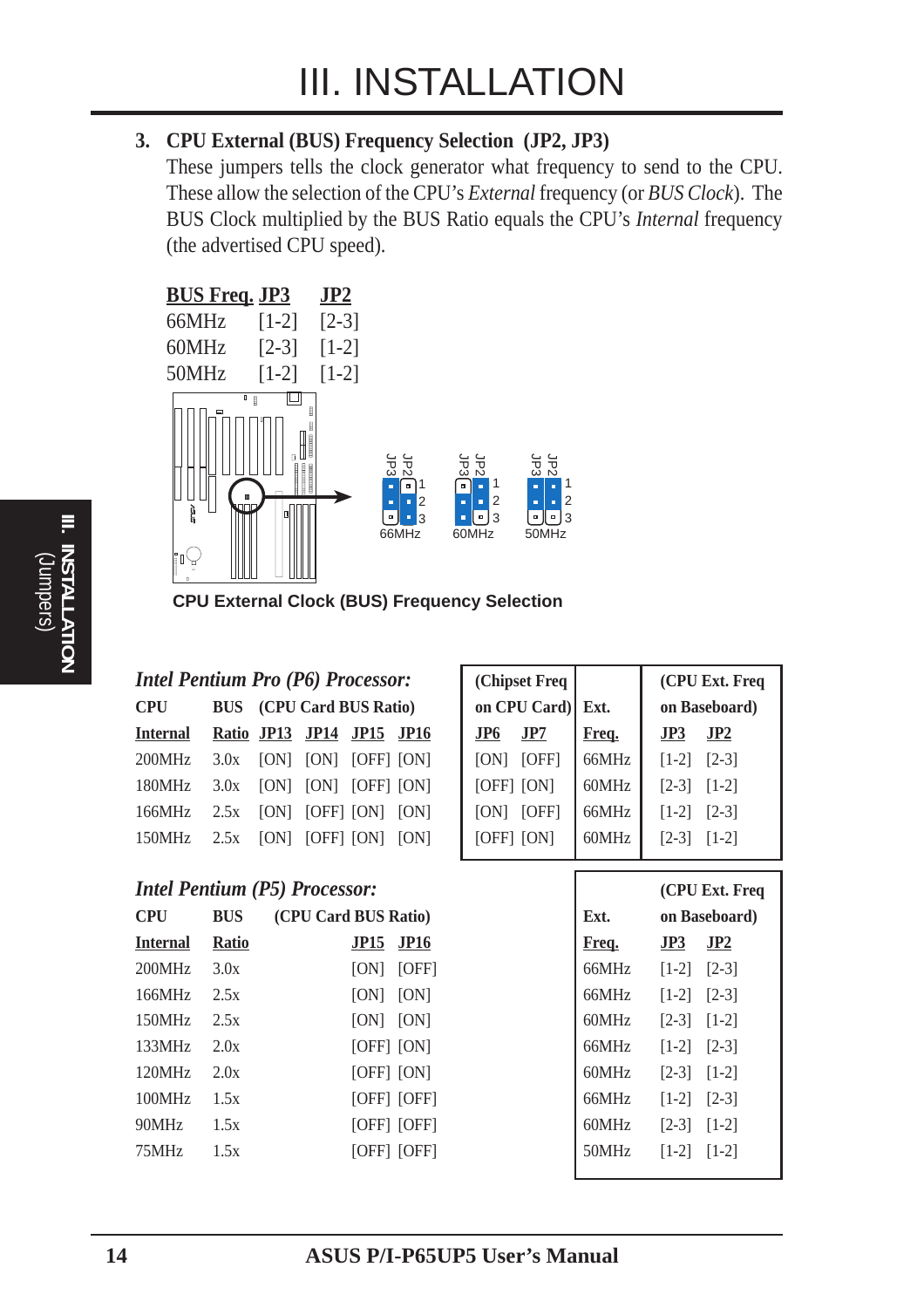# III. INSTALLATION

**3. CPU External (BUS) Frequency Selection (JP2, JP3)**

These jumpers tells the clock generator what frequency to send to the CPU. These allow the selection of the CPU's *External* frequency (or *BUS Clock*). The BUS Clock multiplied by the BUS Ratio equals the CPU's *Internal* frequency (the advertised CPU speed).

| BUS Freq. | JP3 | JP2 |
|---|---|---|
| 66MHz | [1-2] | [2-3] |
| 60MHz | [2-3] | [1-2] |
| 50MHz | [1-2] | [1-2] |

**CPU External Clock (BUS) Frequency Selection**

### *Intel Pentium Pro (P6) Processor:*

| CPU Internal | BUS Ratio | JP13 (CPU Card BUS Ratio) | JP14 | JP15 | JP16 | JP6 (Chipset Freq on CPU Card) | JP7 | Ext. Freq. | JP3 (CPU Ext. Freq on Baseboard) | JP2 |
|---|---|---|---|---|---|---|---|---|---|---|
| 200MHz | 3.0x | [ON] | [ON] | [OFF] | [ON] | [ON] | [OFF] | 66MHz | [1-2] | [2-3] |
| 180MHz | 3.0x | [ON] | [ON] | [OFF] | [ON] | [OFF] | [ON] | 60MHz | [2-3] | [1-2] |
| 166MHz | 2.5x | [ON] | [OFF] | [ON] | [ON] | [ON] | [OFF] | 66MHz | [1-2] | [2-3] |
| 150MHz | 2.5x | [ON] | [OFF] | [ON] | [ON] | [OFF] | [ON] | 60MHz | [2-3] | [1-2] |

### *Intel Pentium (P5) Processor:*

| CPU Internal | BUS Ratio | JP15 (CPU Card BUS Ratio) | JP16 | Ext. Freq. | JP3 (CPU Ext. Freq on Baseboard) | JP2 |
|---|---|---|---|---|---|---|
| 200MHz | 3.0x | [ON] | [OFF] | 66MHz | [1-2] | [2-3] |
| 166MHz | 2.5x | [ON] | [ON] | 66MHz | [1-2] | [2-3] |
| 150MHz | 2.5x | [ON] | [ON] | 60MHz | [2-3] | [1-2] |
| 133MHz | 2.0x | [OFF] | [ON] | 66MHz | [1-2] | [2-3] |
| 120MHz | 2.0x | [OFF] | [ON] | 60MHz | [2-3] | [1-2] |
| 100MHz | 1.5x | [OFF] | [OFF] | 66MHz | [1-2] | [2-3] |
| 90MHz | 1.5x | [OFF] | [OFF] | 60MHz | [2-3] | [1-2] |
| 75MHz | 1.5x | [OFF] | [OFF] | 50MHz | [1-2] | [1-2] |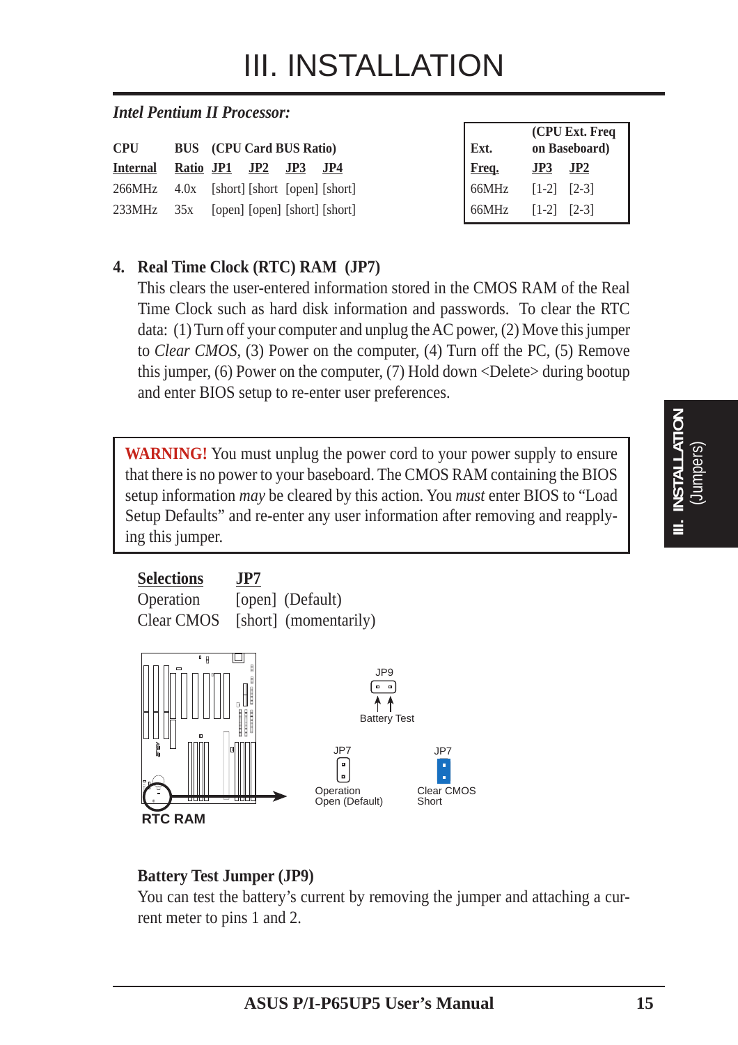# III. INSTALLATION

*Intel Pentium II Processor:*

| CPU Internal | BUS Ratio | (CPU Card BUS Ratio) JP1 | JP2 | JP3 | JP4 |
|---|---|---|---|---|---|
| 266MHz | 4.0x | [short] | [short | [open] | [short] |
| 233MHz | 35x | [open] | [open] | [short] | [short] |

| Ext. Freq. | (CPU Ext. Freq on Baseboard) JP3 | JP2 |
|---|---|---|
| 66MHz | [1-2] | [2-3] |
| 66MHz | [1-2] | [2-3] |

**4. Real Time Clock (RTC) RAM (JP7)**

This clears the user-entered information stored in the CMOS RAM of the Real Time Clock such as hard disk information and passwords. To clear the RTC data: (1) Turn off your computer and unplug the AC power, (2) Move this jumper to *Clear CMOS*, (3) Power on the computer, (4) Turn off the PC, (5) Remove this jumper, (6) Power on the computer, (7) Hold down <Delete> during bootup and enter BIOS setup to re-enter user preferences.

> **WARNING!** You must unplug the power cord to your power supply to ensure that there is no power to your baseboard. The CMOS RAM containing the BIOS setup information *may* be cleared by this action. You *must* enter BIOS to "Load Setup Defaults" and re-enter any user information after removing and reapplying this jumper.

| Selections | JP7 |
|---|---|
| Operation | [open] (Default) |
| Clear CMOS | [short] (momentarily) |

RTC RAM

JP9 — Battery Test

JP7 — Operation Open (Default)

JP7 — Clear CMOS Short

**Battery Test Jumper (JP9)**

You can test the battery's current by removing the jumper and attaching a current meter to pins 1 and 2.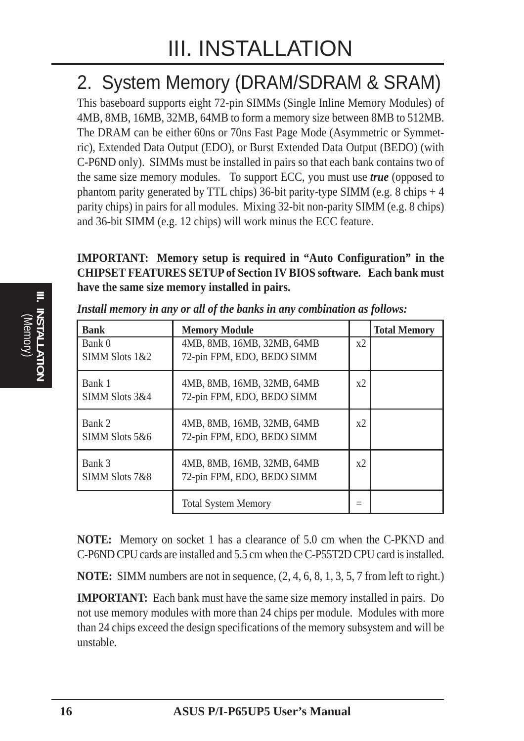# III. INSTALLATION

## 2. System Memory (DRAM/SDRAM & SRAM)

This baseboard supports eight 72-pin SIMMs (Single Inline Memory Modules) of 4MB, 8MB, 16MB, 32MB, 64MB to form a memory size between 8MB to 512MB. The DRAM can be either 60ns or 70ns Fast Page Mode (Asymmetric or Symmetric), Extended Data Output (EDO), or Burst Extended Data Output (BEDO) (with C-P6ND only). SIMMs must be installed in pairs so that each bank contains two of the same size memory modules. To support ECC, you must use ***true*** (opposed to phantom parity generated by TTL chips) 36-bit parity-type SIMM (e.g. 8 chips + 4 parity chips) in pairs for all modules. Mixing 32-bit non-parity SIMM (e.g. 8 chips) and 36-bit SIMM (e.g. 12 chips) will work minus the ECC feature.

**IMPORTANT: Memory setup is required in "Auto Configuration" in the CHIPSET FEATURES SETUP of Section IV BIOS software. Each bank must have the same size memory installed in pairs.**

***Install memory in any or all of the banks in any combination as follows:***

| Bank | Memory Module | | Total Memory |
|---|---|---|---|
| Bank 0<br>SIMM Slots 1&2 | 4MB, 8MB, 16MB, 32MB, 64MB<br>72-pin FPM, EDO, BEDO SIMM | x2 | |
| Bank 1<br>SIMM Slots 3&4 | 4MB, 8MB, 16MB, 32MB, 64MB<br>72-pin FPM, EDO, BEDO SIMM | x2 | |
| Bank 2<br>SIMM Slots 5&6 | 4MB, 8MB, 16MB, 32MB, 64MB<br>72-pin FPM, EDO, BEDO SIMM | x2 | |
| Bank 3<br>SIMM Slots 7&8 | 4MB, 8MB, 16MB, 32MB, 64MB<br>72-pin FPM, EDO, BEDO SIMM | x2 | |
| | Total System Memory | = | |

**NOTE:** Memory on socket 1 has a clearance of 5.0 cm when the C-PKND and C-P6ND CPU cards are installed and 5.5 cm when the C-P55T2D CPU card is installed.

**NOTE:** SIMM numbers are not in sequence, (2, 4, 6, 8, 1, 3, 5, 7 from left to right.)

**IMPORTANT:** Each bank must have the same size memory installed in pairs. Do not use memory modules with more than 24 chips per module. Modules with more than 24 chips exceed the design specifications of the memory subsystem and will be unstable.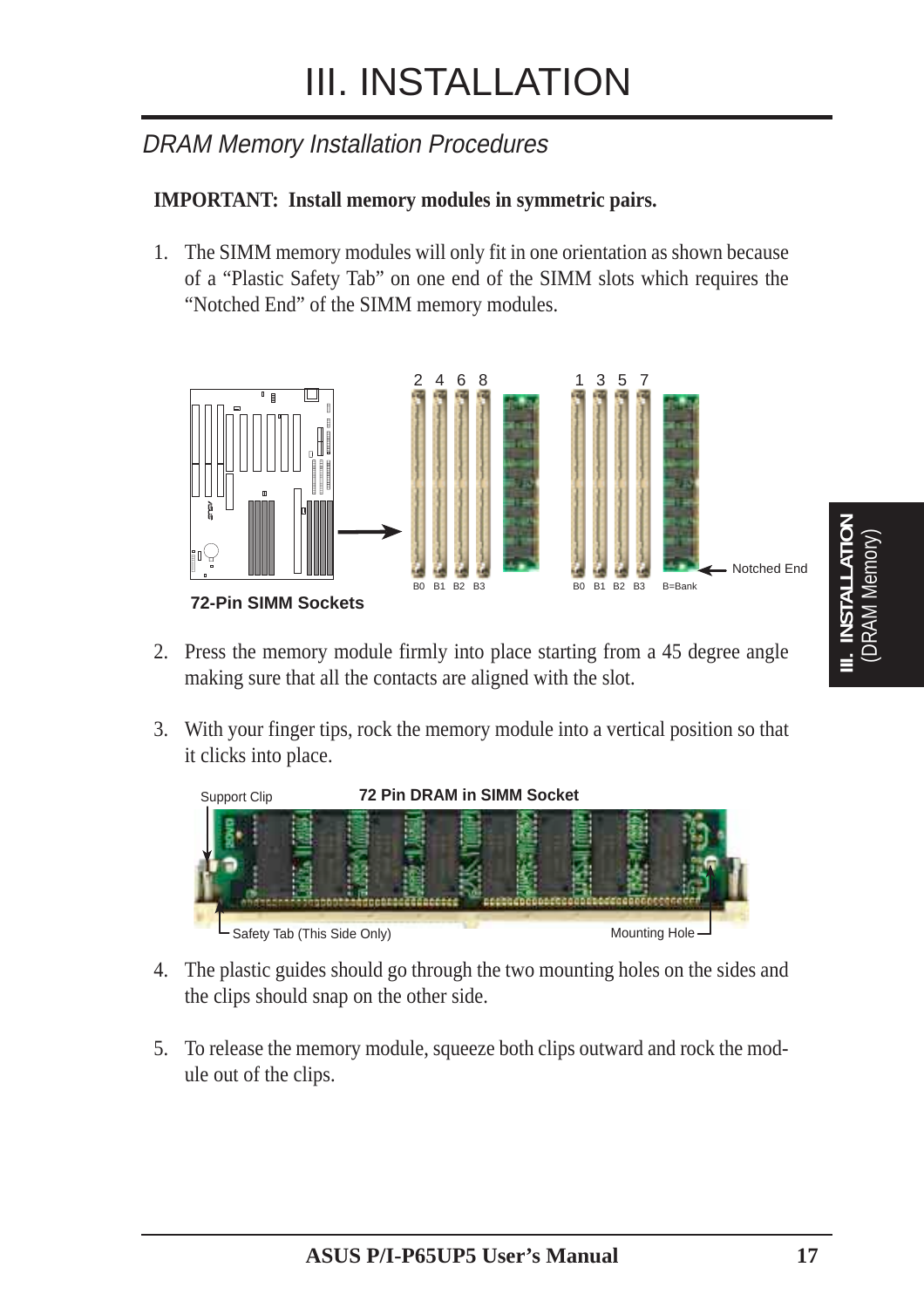# III. INSTALLATION

## DRAM Memory Installation Procedures

**IMPORTANT: Install memory modules in symmetric pairs.**

1. The SIMM memory modules will only fit in one orientation as shown because of a "Plastic Safety Tab" on one end of the SIMM slots which requires the "Notched End" of the SIMM memory modules.

72-Pin SIMM Sockets

2. Press the memory module firmly into place starting from a 45 degree angle making sure that all the contacts are aligned with the slot.

3. With your finger tips, rock the memory module into a vertical position so that it clicks into place.

72 Pin DRAM in SIMM Socket

4. The plastic guides should go through the two mounting holes on the sides and the clips should snap on the other side.

5. To release the memory module, squeeze both clips outward and rock the module out of the clips.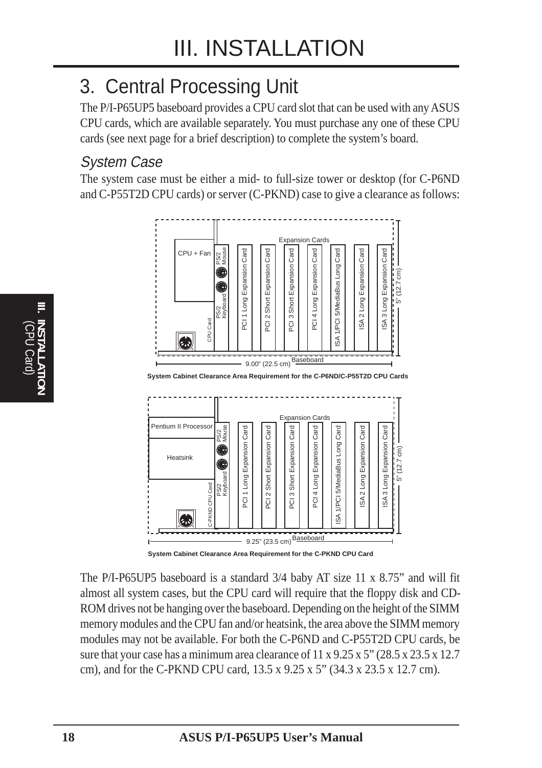# III. INSTALLATION

## 3. Central Processing Unit

The P/I-P65UP5 baseboard provides a CPU card slot that can be used with any ASUS CPU cards, which are available separately. You must purchase any one of these CPU cards (see next page for a brief description) to complete the system's board.

### *System Case*

The system case must be either a mid- to full-size tower or desktop (for C-P6ND and C-P55T2D CPU cards) or server (C-PKND) case to give a clearance as follows:

**System Cabinet Clearance Area Requirement for the C-P6ND/C-P55T2D CPU Cards**

**System Cabinet Clearance Area Requirement for the C-PKND CPU Card**

The P/I-P65UP5 baseboard is a standard 3/4 baby AT size 11 x 8.75" and will fit almost all system cases, but the CPU card will require that the floppy disk and CD-ROM drives not be hanging over the baseboard. Depending on the height of the SIMM memory modules and the CPU fan and/or heatsink, the area above the SIMM memory modules may not be available. For both the C-P6ND and C-P55T2D CPU cards, be sure that your case has a minimum area clearance of 11 x 9.25 x 5" (28.5 x 23.5 x 12.7 cm), and for the C-PKND CPU card, 13.5 x 9.25 x 5" (34.3 x 23.5 x 12.7 cm).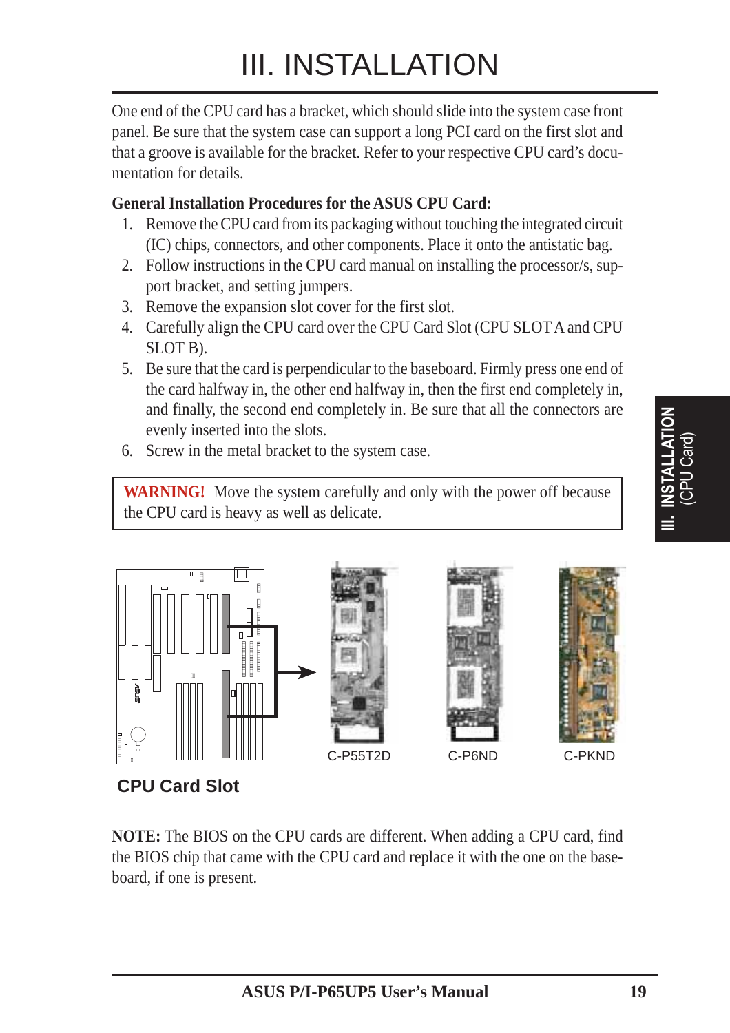# III. INSTALLATION

One end of the CPU card has a bracket, which should slide into the system case front panel. Be sure that the system case can support a long PCI card on the first slot and that a groove is available for the bracket. Refer to your respective CPU card's documentation for details.

**General Installation Procedures for the ASUS CPU Card:**

1. Remove the CPU card from its packaging without touching the integrated circuit (IC) chips, connectors, and other components. Place it onto the antistatic bag.
2. Follow instructions in the CPU card manual on installing the processor/s, support bracket, and setting jumpers.
3. Remove the expansion slot cover for the first slot.
4. Carefully align the CPU card over the CPU Card Slot (CPU SLOT A and CPU SLOT B).
5. Be sure that the card is perpendicular to the baseboard. Firmly press one end of the card halfway in, the other end halfway in, then the first end completely in, and finally, the second end completely in. Be sure that all the connectors are evenly inserted into the slots.
6. Screw in the metal bracket to the system case.

> **WARNING!** Move the system carefully and only with the power off because the CPU card is heavy as well as delicate.

C-P55T2D C-P6ND C-PKND

**CPU Card Slot**

**NOTE:** The BIOS on the CPU cards are different. When adding a CPU card, find the BIOS chip that came with the CPU card and replace it with the one on the baseboard, if one is present.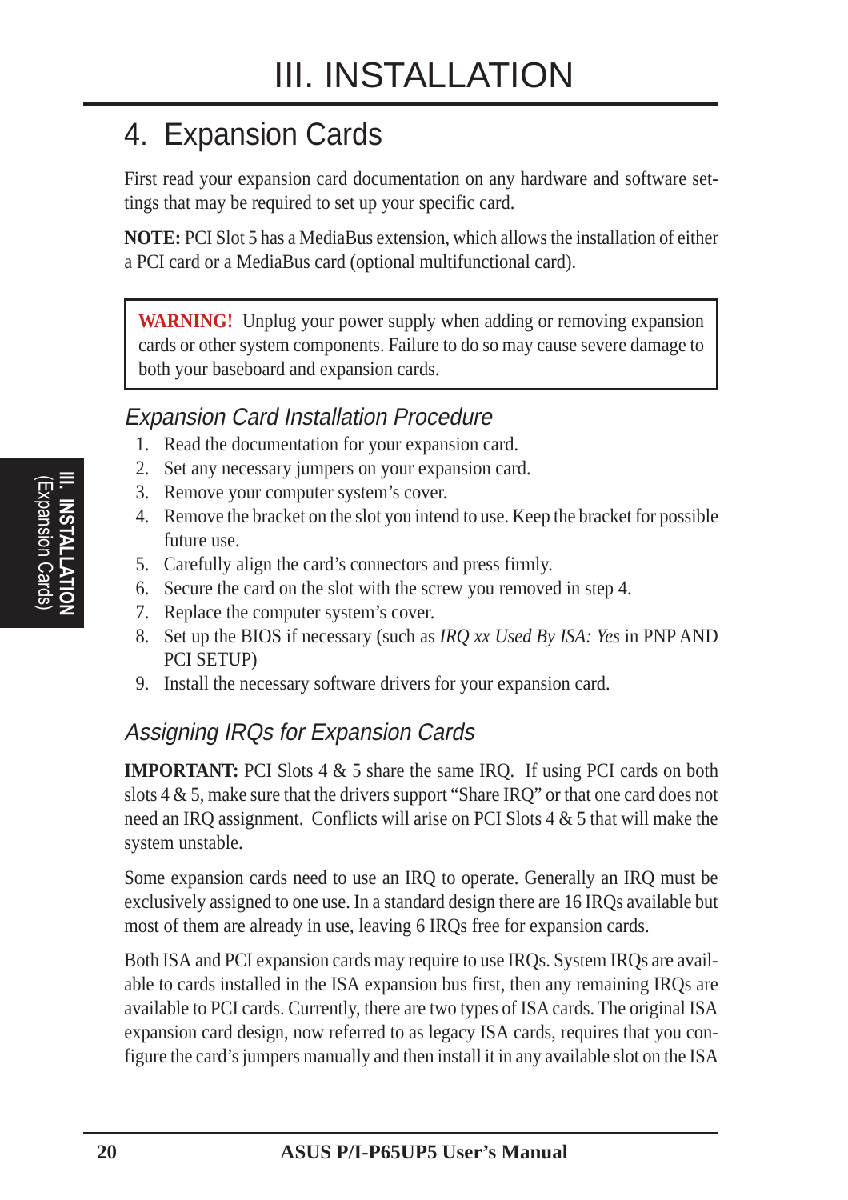# III. INSTALLATION

## 4. Expansion Cards

First read your expansion card documentation on any hardware and software settings that may be required to set up your specific card.

**NOTE:** PCI Slot 5 has a MediaBus extension, which allows the installation of either a PCI card or a MediaBus card (optional multifunctional card).

> **WARNING!** Unplug your power supply when adding or removing expansion cards or other system components. Failure to do so may cause severe damage to both your baseboard and expansion cards.

### *Expansion Card Installation Procedure*

1. Read the documentation for your expansion card.
2. Set any necessary jumpers on your expansion card.
3. Remove your computer system's cover.
4. Remove the bracket on the slot you intend to use. Keep the bracket for possible future use.
5. Carefully align the card's connectors and press firmly.
6. Secure the card on the slot with the screw you removed in step 4.
7. Replace the computer system's cover.
8. Set up the BIOS if necessary (such as *IRQ xx Used By ISA: Yes* in PNP AND PCI SETUP)
9. Install the necessary software drivers for your expansion card.

### *Assigning IRQs for Expansion Cards*

**IMPORTANT:** PCI Slots 4 & 5 share the same IRQ. If using PCI cards on both slots 4 & 5, make sure that the drivers support "Share IRQ" or that one card does not need an IRQ assignment. Conflicts will arise on PCI Slots 4 & 5 that will make the system unstable.

Some expansion cards need to use an IRQ to operate. Generally an IRQ must be exclusively assigned to one use. In a standard design there are 16 IRQs available but most of them are already in use, leaving 6 IRQs free for expansion cards.

Both ISA and PCI expansion cards may require to use IRQs. System IRQs are available to cards installed in the ISA expansion bus first, then any remaining IRQs are available to PCI cards. Currently, there are two types of ISA cards. The original ISA expansion card design, now referred to as legacy ISA cards, requires that you configure the card's jumpers manually and then install it in any available slot on the ISA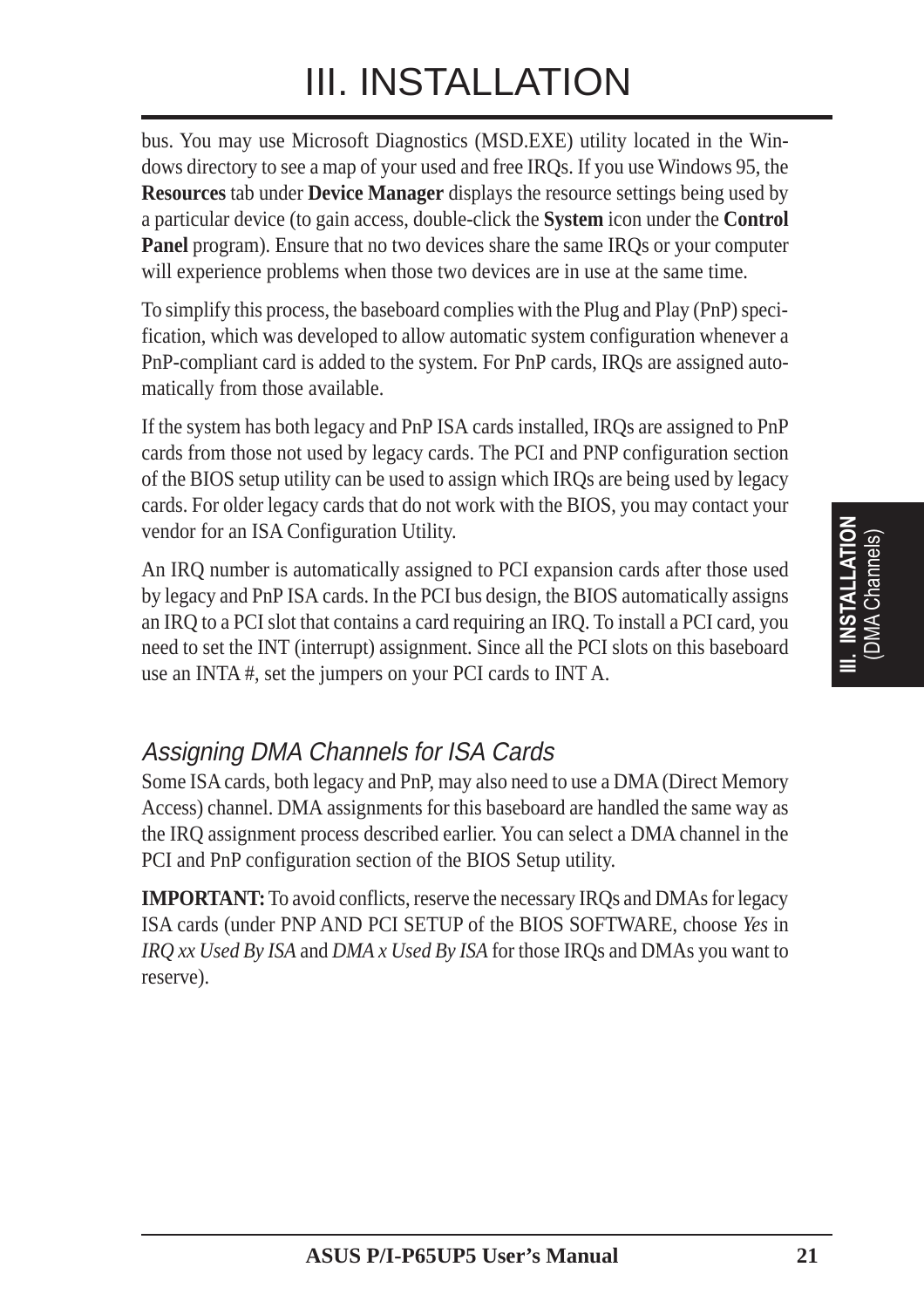bus. You may use Microsoft Diagnostics (MSD.EXE) utility located in the Windows directory to see a map of your used and free IRQs. If you use Windows 95, the **Resources** tab under **Device Manager** displays the resource settings being used by a particular device (to gain access, double-click the **System** icon under the **Control Panel** program). Ensure that no two devices share the same IRQs or your computer will experience problems when those two devices are in use at the same time.

To simplify this process, the baseboard complies with the Plug and Play (PnP) specification, which was developed to allow automatic system configuration whenever a PnP-compliant card is added to the system. For PnP cards, IRQs are assigned automatically from those available.

If the system has both legacy and PnP ISA cards installed, IRQs are assigned to PnP cards from those not used by legacy cards. The PCI and PNP configuration section of the BIOS setup utility can be used to assign which IRQs are being used by legacy cards. For older legacy cards that do not work with the BIOS, you may contact your vendor for an ISA Configuration Utility.

An IRQ number is automatically assigned to PCI expansion cards after those used by legacy and PnP ISA cards. In the PCI bus design, the BIOS automatically assigns an IRQ to a PCI slot that contains a card requiring an IRQ. To install a PCI card, you need to set the INT (interrupt) assignment. Since all the PCI slots on this baseboard use an INTA #, set the jumpers on your PCI cards to INT A.

### *Assigning DMA Channels for ISA Cards*

Some ISA cards, both legacy and PnP, may also need to use a DMA (Direct Memory Access) channel. DMA assignments for this baseboard are handled the same way as the IRQ assignment process described earlier. You can select a DMA channel in the PCI and PnP configuration section of the BIOS Setup utility.

**IMPORTANT:** To avoid conflicts, reserve the necessary IRQs and DMAs for legacy ISA cards (under PNP AND PCI SETUP of the BIOS SOFTWARE, choose *Yes* in *IRQ xx Used By ISA* and *DMA x Used By ISA* for those IRQs and DMAs you want to reserve).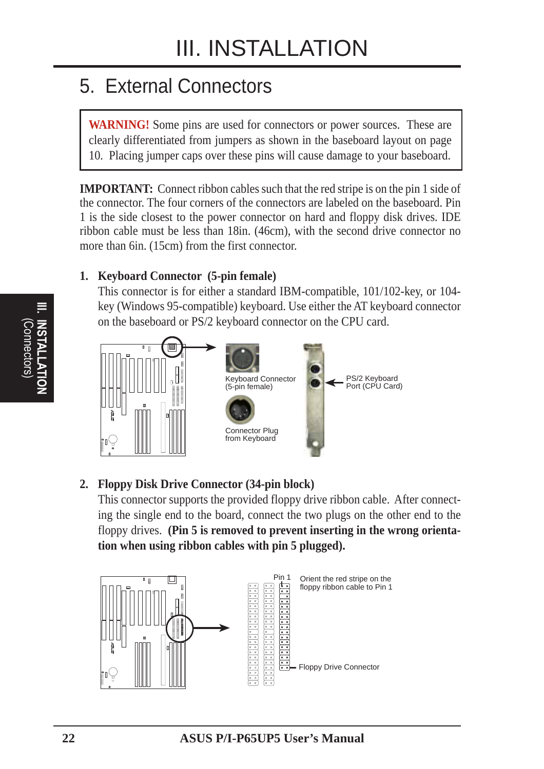# III. INSTALLATION

## 5. External Connectors

**WARNING!** Some pins are used for connectors or power sources. These are clearly differentiated from jumpers as shown in the baseboard layout on page 10. Placing jumper caps over these pins will cause damage to your baseboard.

**IMPORTANT:** Connect ribbon cables such that the red stripe is on the pin 1 side of the connector. The four corners of the connectors are labeled on the baseboard. Pin 1 is the side closest to the power connector on hard and floppy disk drives. IDE ribbon cable must be less than 18in. (46cm), with the second drive connector no more than 6in. (15cm) from the first connector.

1. **Keyboard Connector (5-pin female)**

   This connector is for either a standard IBM-compatible, 101/102-key, or 104-key (Windows 95-compatible) keyboard. Use either the AT keyboard connector on the baseboard or PS/2 keyboard connector on the CPU card.

Keyboard Connector (5-pin female)

Connector Plug from Keyboard

PS/2 Keyboard Port (CPU Card)

2. **Floppy Disk Drive Connector (34-pin block)**

   This connector supports the provided floppy drive ribbon cable. After connecting the single end to the board, connect the two plugs on the other end to the floppy drives. **(Pin 5 is removed to prevent inserting in the wrong orientation when using ribbon cables with pin 5 plugged).**

Pin 1

Orient the red stripe on the floppy ribbon cable to Pin 1

Floppy Drive Connector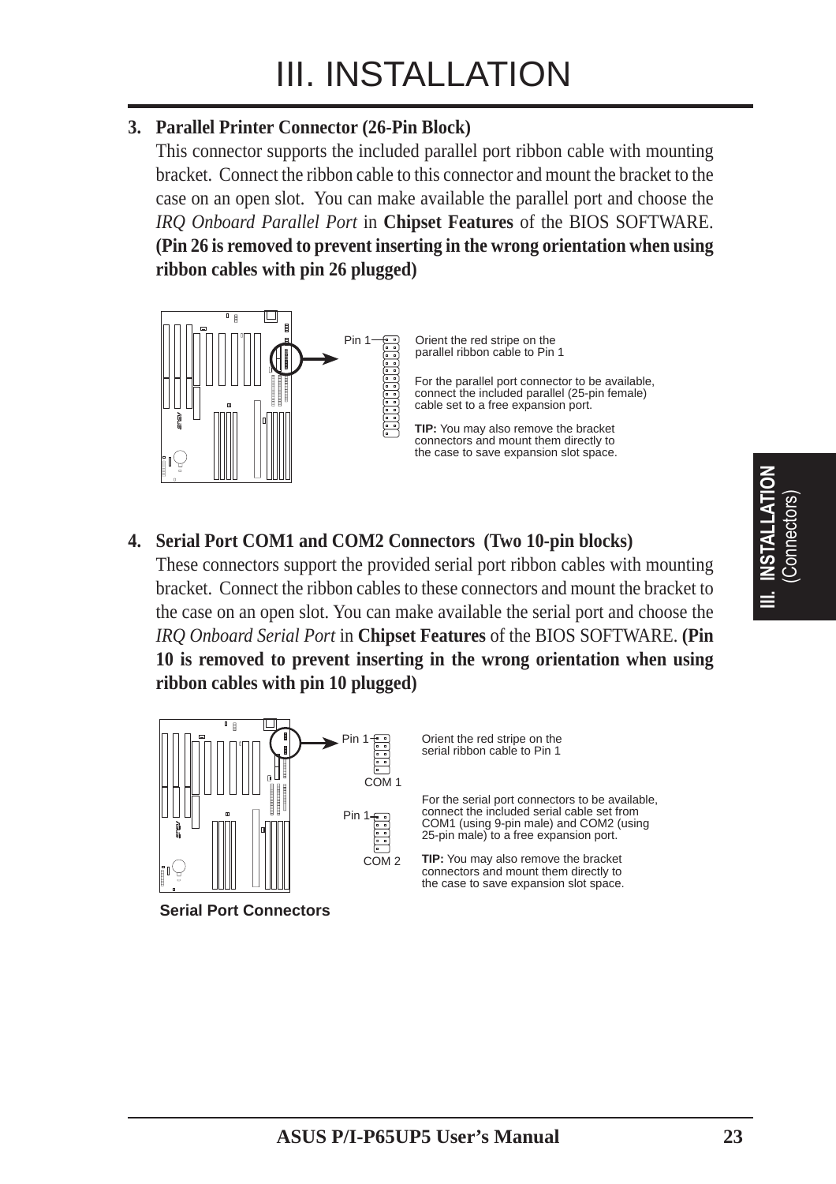# III. INSTALLATION

**3. Parallel Printer Connector (26-Pin Block)**

This connector supports the included parallel port ribbon cable with mounting bracket. Connect the ribbon cable to this connector and mount the bracket to the case on an open slot. You can make available the parallel port and choose the *IRQ Onboard Parallel Port* in **Chipset Features** of the BIOS SOFTWARE. **(Pin 26 is removed to prevent inserting in the wrong orientation when using ribbon cables with pin 26 plugged)**

Pin 1

Orient the red stripe on the parallel ribbon cable to Pin 1

For the parallel port connector to be available, connect the included parallel (25-pin female) cable set to a free expansion port.

**TIP:** You may also remove the bracket connectors and mount them directly to the case to save expansion slot space.

**4. Serial Port COM1 and COM2 Connectors (Two 10-pin blocks)**

These connectors support the provided serial port ribbon cables with mounting bracket. Connect the ribbon cables to these connectors and mount the bracket to the case on an open slot. You can make available the serial port and choose the *IRQ Onboard Serial Port* in **Chipset Features** of the BIOS SOFTWARE. **(Pin 10 is removed to prevent inserting in the wrong orientation when using ribbon cables with pin 10 plugged)**

Pin 1 — COM 1

Pin 1 — COM 2

Orient the red stripe on the serial ribbon cable to Pin 1

For the serial port connectors to be available, connect the included serial cable set from COM1 (using 9-pin male) and COM2 (using 25-pin male) to a free expansion port.

**TIP:** You may also remove the bracket connectors and mount them directly to the case to save expansion slot space.

**Serial Port Connectors**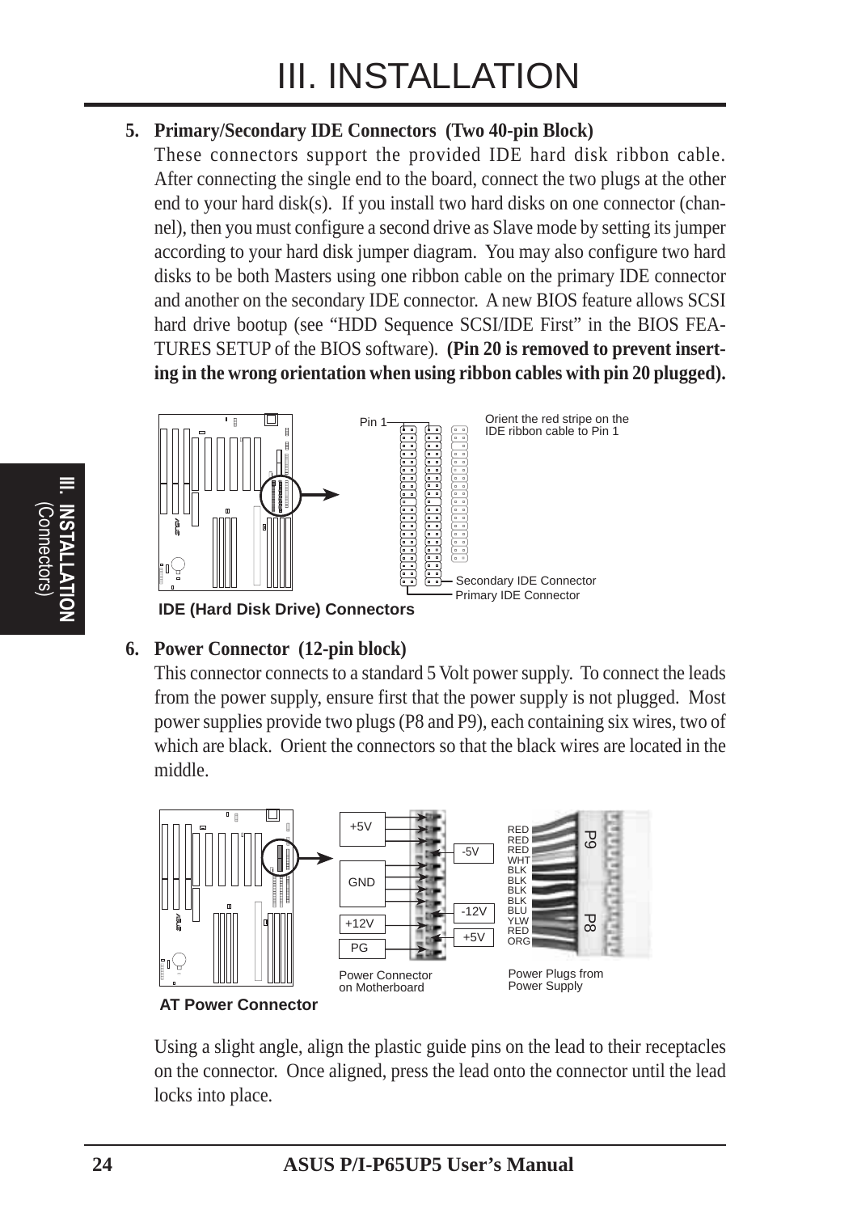# III. INSTALLATION

**5. Primary/Secondary IDE Connectors (Two 40-pin Block)**

These connectors support the provided IDE hard disk ribbon cable. After connecting the single end to the board, connect the two plugs at the other end to your hard disk(s). If you install two hard disks on one connector (channel), then you must configure a second drive as Slave mode by setting its jumper according to your hard disk jumper diagram. You may also configure two hard disks to be both Masters using one ribbon cable on the primary IDE connector and another on the secondary IDE connector. A new BIOS feature allows SCSI hard drive bootup (see "HDD Sequence SCSI/IDE First" in the BIOS FEATURES SETUP of the BIOS software). **(Pin 20 is removed to prevent inserting in the wrong orientation when using ribbon cables with pin 20 plugged).**

Pin 1

Orient the red stripe on the IDE ribbon cable to Pin 1

Secondary IDE Connector

Primary IDE Connector

**IDE (Hard Disk Drive) Connectors**

**6. Power Connector (12-pin block)**

This connector connects to a standard 5 Volt power supply. To connect the leads from the power supply, ensure first that the power supply is not plugged. Most power supplies provide two plugs (P8 and P9), each containing six wires, two of which are black. Orient the connectors so that the black wires are located in the middle.

+5V, GND, +12V, PG, -5V, -12V, +5V

RED, RED, RED, WHT, BLK, BLK, BLK, BLK, BLU, YLW, RED, ORG

P9, P8

Power Connector on Motherboard

Power Plugs from Power Supply

**AT Power Connector**

Using a slight angle, align the plastic guide pins on the lead to their receptacles on the connector. Once aligned, press the lead onto the connector until the lead locks into place.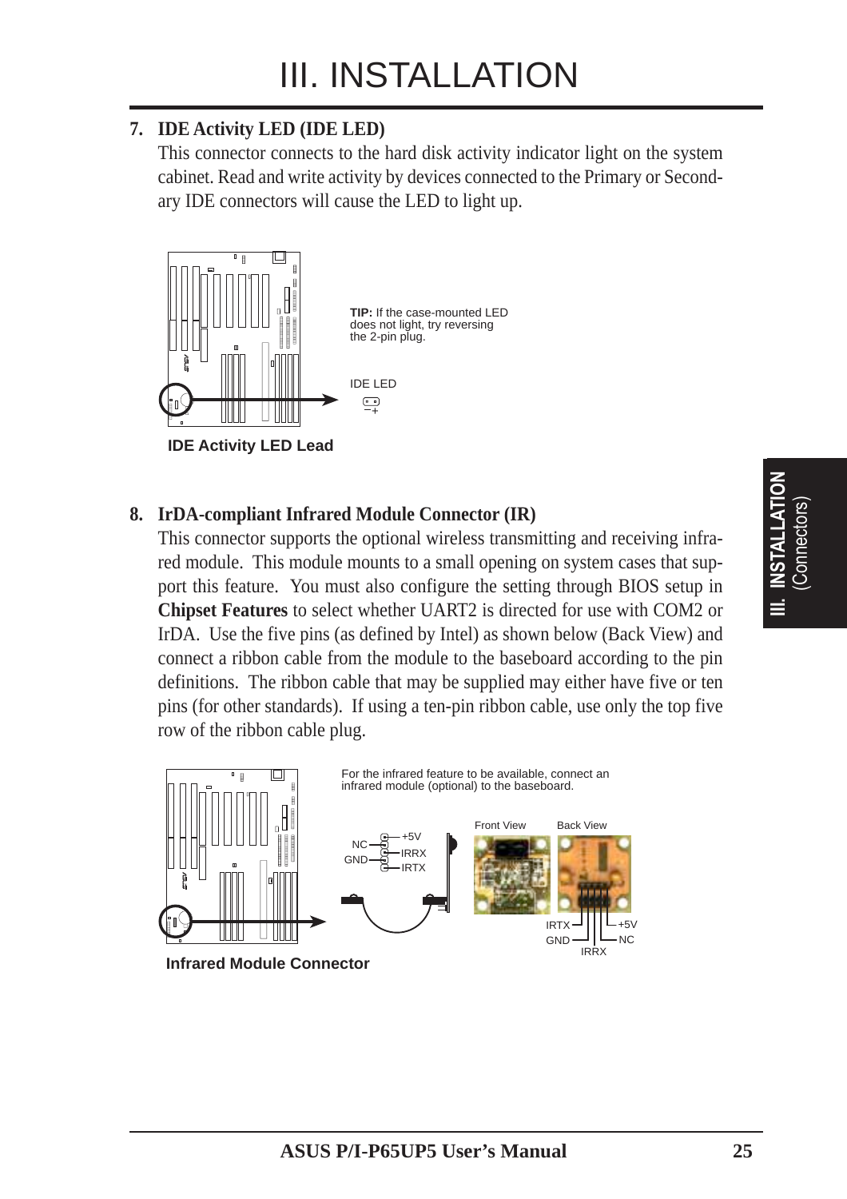# III. INSTALLATION

**7. IDE Activity LED (IDE LED)**

This connector connects to the hard disk activity indicator light on the system cabinet. Read and write activity by devices connected to the Primary or Secondary IDE connectors will cause the LED to light up.

**TIP:** If the case-mounted LED does not light, try reversing the 2-pin plug.

IDE LED

**IDE Activity LED Lead**

**8. IrDA-compliant Infrared Module Connector (IR)**

This connector supports the optional wireless transmitting and receiving infrared module. This module mounts to a small opening on system cases that support this feature. You must also configure the setting through BIOS setup in **Chipset Features** to select whether UART2 is directed for use with COM2 or IrDA. Use the five pins (as defined by Intel) as shown below (Back View) and connect a ribbon cable from the module to the baseboard according to the pin definitions. The ribbon cable that may be supplied may either have five or ten pins (for other standards). If using a ten-pin ribbon cable, use only the top five row of the ribbon cable plug.

For the infrared feature to be available, connect an infrared module (optional) to the baseboard.

Front View / Back View

NC, GND, +5V, IRRX, IRTX

**Infrared Module Connector**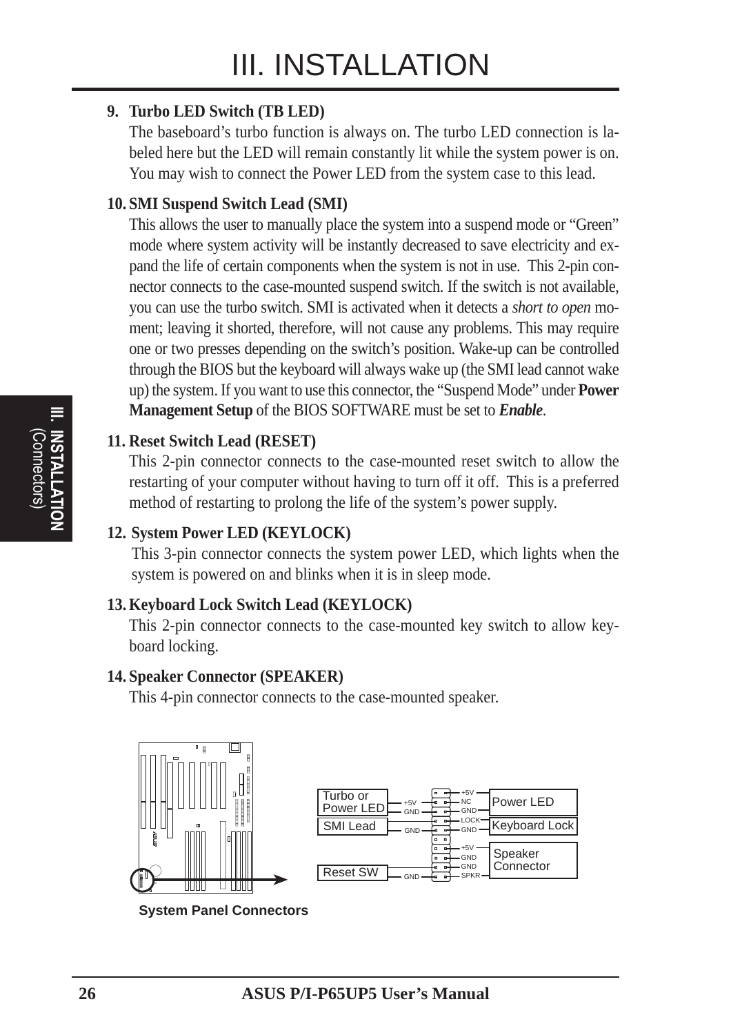# III. INSTALLATION

**9. Turbo LED Switch (TB LED)**

The baseboard's turbo function is always on. The turbo LED connection is labeled here but the LED will remain constantly lit while the system power is on. You may wish to connect the Power LED from the system case to this lead.

**10. SMI Suspend Switch Lead (SMI)**

This allows the user to manually place the system into a suspend mode or "Green" mode where system activity will be instantly decreased to save electricity and expand the life of certain components when the system is not in use. This 2-pin connector connects to the case-mounted suspend switch. If the switch is not available, you can use the turbo switch. SMI is activated when it detects a *short to open* moment; leaving it shorted, therefore, will not cause any problems. This may require one or two presses depending on the switch's position. Wake-up can be controlled through the BIOS but the keyboard will always wake up (the SMI lead cannot wake up) the system. If you want to use this connector, the "Suspend Mode" under **Power Management Setup** of the BIOS SOFTWARE must be set to ***Enable***.

**11. Reset Switch Lead (RESET)**

This 2-pin connector connects to the case-mounted reset switch to allow the restarting of your computer without having to turn off it off. This is a preferred method of restarting to prolong the life of the system's power supply.

**12. System Power LED (KEYLOCK)**

This 3-pin connector connects the system power LED, which lights when the system is powered on and blinks when it is in sleep mode.

**13. Keyboard Lock Switch Lead (KEYLOCK)**

This 2-pin connector connects to the case-mounted key switch to allow keyboard locking.

**14. Speaker Connector (SPEAKER)**

This 4-pin connector connects to the case-mounted speaker.

Turbo or Power LED: +5V, GND | Power LED: +5V, NC, GND
SMI Lead: GND | Keyboard Lock: LOCK, GND
Reset SW: GND | Speaker Connector: +5V, GND, GND, SPKR

**System Panel Connectors**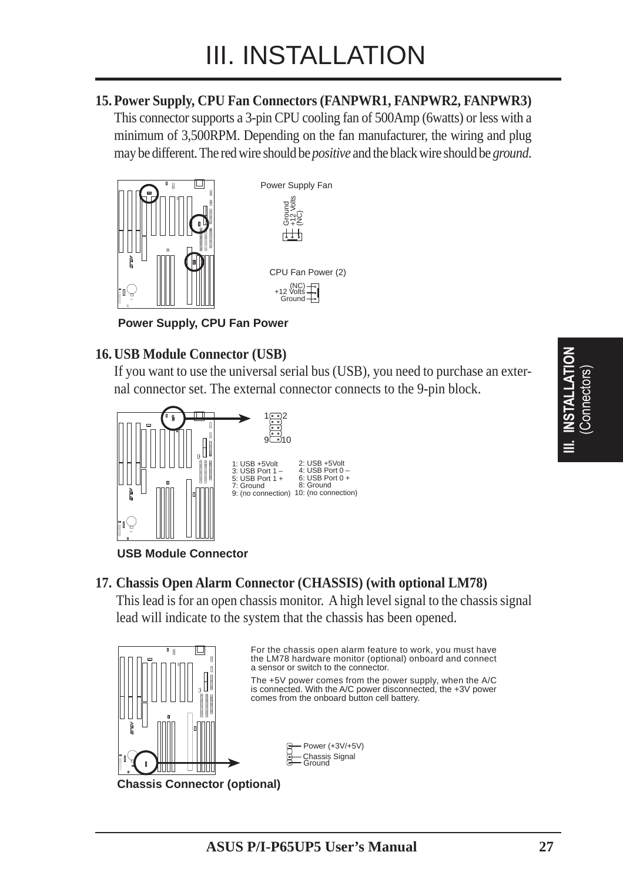# III. INSTALLATION

**15. Power Supply, CPU Fan Connectors (FANPWR1, FANPWR2, FANPWR3)**

This connector supports a 3-pin CPU cooling fan of 500Amp (6watts) or less with a minimum of 3,500RPM. Depending on the fan manufacturer, the wiring and plug may be different. The red wire should be *positive* and the black wire should be *ground*.

Power Supply Fan

Ground
+12 Volts
(NC)

CPU Fan Power (2)

(NC)
+12 Volts
Ground

**Power Supply, CPU Fan Power**

**16. USB Module Connector (USB)**

If you want to use the universal serial bus (USB), you need to purchase an external connector set. The external connector connects to the 9-pin block.

| | |
|---|---|
| 1: USB +5Volt | 2: USB +5Volt |
| 3: USB Port 1 – | 4: USB Port 0 – |
| 5: USB Port 1 + | 6: USB Port 0 + |
| 7: Ground | 8: Ground |
| 9: (no connection) | 10: (no connection) |

**USB Module Connector**

**17. Chassis Open Alarm Connector (CHASSIS) (with optional LM78)**

This lead is for an open chassis monitor. A high level signal to the chassis signal lead will indicate to the system that the chassis has been opened.

For the chassis open alarm feature to work, you must have the LM78 hardware monitor (optional) onboard and connect a sensor or switch to the connector.

The +5V power comes from the power supply, when the A/C is connected. With the A/C power disconnected, the +3V power comes from the onboard button cell battery.

Power (+3V/+5V)
Chassis Signal
Ground

**Chassis Connector (optional)**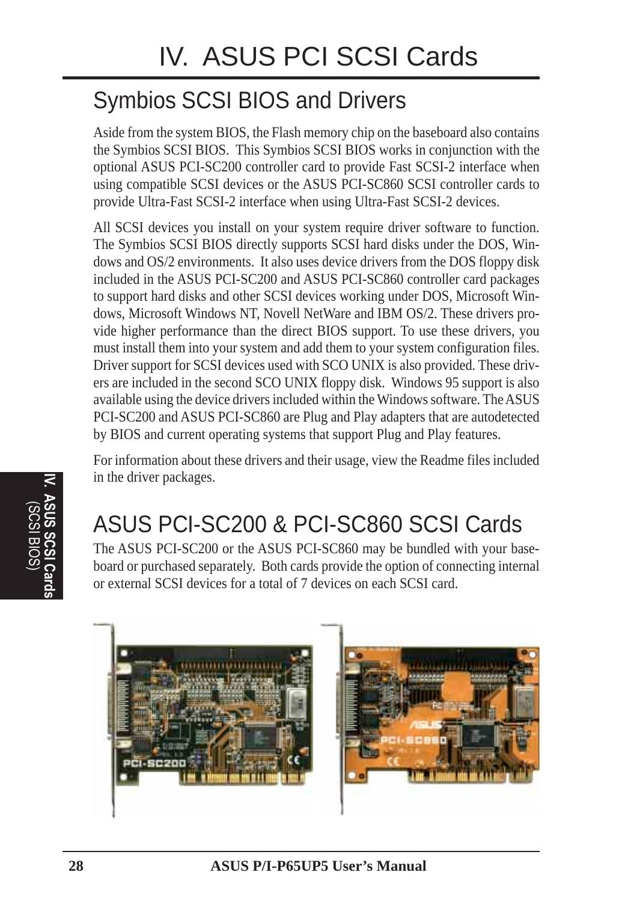# IV. ASUS PCI SCSI Cards

## Symbios SCSI BIOS and Drivers

Aside from the system BIOS, the Flash memory chip on the baseboard also contains the Symbios SCSI BIOS. This Symbios SCSI BIOS works in conjunction with the optional ASUS PCI-SC200 controller card to provide Fast SCSI-2 interface when using compatible SCSI devices or the ASUS PCI-SC860 SCSI controller cards to provide Ultra-Fast SCSI-2 interface when using Ultra-Fast SCSI-2 devices.

All SCSI devices you install on your system require driver software to function. The Symbios SCSI BIOS directly supports SCSI hard disks under the DOS, Windows and OS/2 environments. It also uses device drivers from the DOS floppy disk included in the ASUS PCI-SC200 and ASUS PCI-SC860 controller card packages to support hard disks and other SCSI devices working under DOS, Microsoft Windows, Microsoft Windows NT, Novell NetWare and IBM OS/2. These drivers provide higher performance than the direct BIOS support. To use these drivers, you must install them into your system and add them to your system configuration files. Driver support for SCSI devices used with SCO UNIX is also provided. These drivers are included in the second SCO UNIX floppy disk. Windows 95 support is also available using the device drivers included within the Windows software. The ASUS PCI-SC200 and ASUS PCI-SC860 are Plug and Play adapters that are autodetected by BIOS and current operating systems that support Plug and Play features.

For information about these drivers and their usage, view the Readme files included in the driver packages.

## ASUS PCI-SC200 & PCI-SC860 SCSI Cards

The ASUS PCI-SC200 or the ASUS PCI-SC860 may be bundled with your baseboard or purchased separately. Both cards provide the option of connecting internal or external SCSI devices for a total of 7 devices on each SCSI card.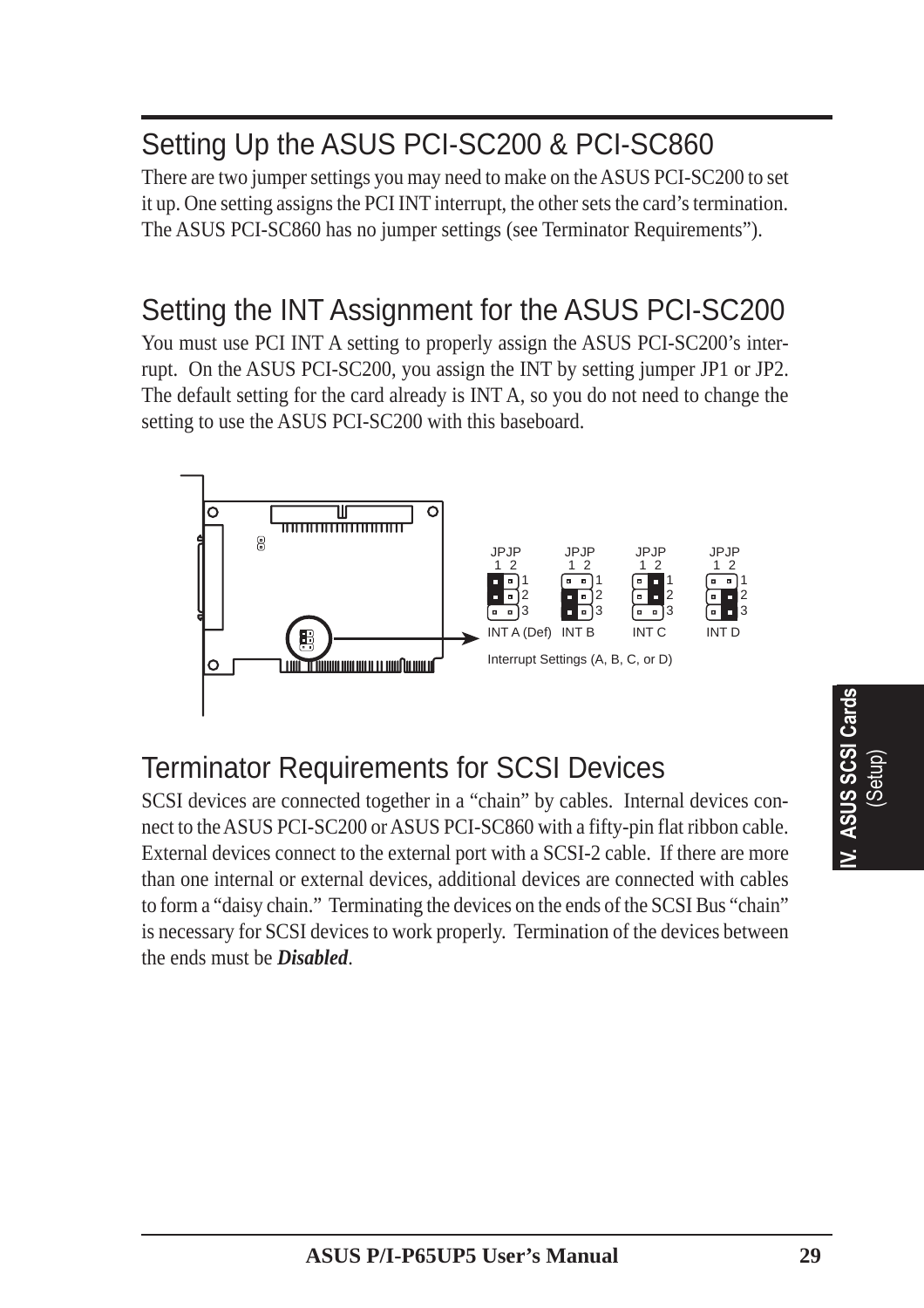## Setting Up the ASUS PCI-SC200 & PCI-SC860

There are two jumper settings you may need to make on the ASUS PCI-SC200 to set it up. One setting assigns the PCI INT interrupt, the other sets the card's termination. The ASUS PCI-SC860 has no jumper settings (see Terminator Requirements").

## Setting the INT Assignment for the ASUS PCI-SC200

You must use PCI INT A setting to properly assign the ASUS PCI-SC200's interrupt. On the ASUS PCI-SC200, you assign the INT by setting jumper JP1 or JP2. The default setting for the card already is INT A, so you do not need to change the setting to use the ASUS PCI-SC200 with this baseboard.

JPJP 1 2 — INT A (Def) | INT B | INT C | INT D

Interrupt Settings (A, B, C, or D)

## Terminator Requirements for SCSI Devices

SCSI devices are connected together in a "chain" by cables. Internal devices connect to the ASUS PCI-SC200 or ASUS PCI-SC860 with a fifty-pin flat ribbon cable. External devices connect to the external port with a SCSI-2 cable. If there are more than one internal or external devices, additional devices are connected with cables to form a "daisy chain." Terminating the devices on the ends of the SCSI Bus "chain" is necessary for SCSI devices to work properly. Termination of the devices between the ends must be ***Disabled***.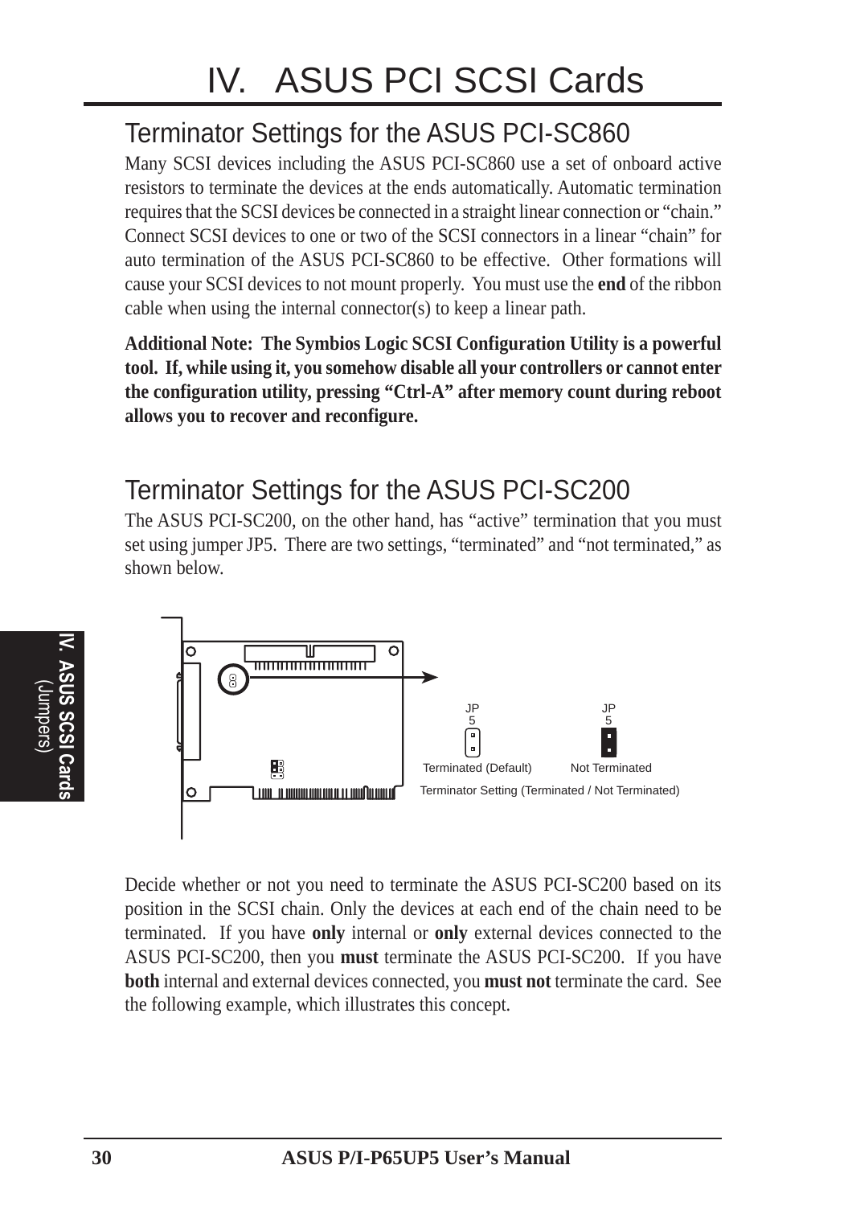# IV. ASUS PCI SCSI Cards

## Terminator Settings for the ASUS PCI-SC860

Many SCSI devices including the ASUS PCI-SC860 use a set of onboard active resistors to terminate the devices at the ends automatically. Automatic termination requires that the SCSI devices be connected in a straight linear connection or "chain." Connect SCSI devices to one or two of the SCSI connectors in a linear "chain" for auto termination of the ASUS PCI-SC860 to be effective. Other formations will cause your SCSI devices to not mount properly. You must use the **end** of the ribbon cable when using the internal connector(s) to keep a linear path.

**Additional Note: The Symbios Logic SCSI Configuration Utility is a powerful tool. If, while using it, you somehow disable all your controllers or cannot enter the configuration utility, pressing "Ctrl-A" after memory count during reboot allows you to recover and reconfigure.**

## Terminator Settings for the ASUS PCI-SC200

The ASUS PCI-SC200, on the other hand, has "active" termination that you must set using jumper JP5. There are two settings, "terminated" and "not terminated," as shown below.

JP5 Terminated (Default) | JP5 Not Terminated

Terminator Setting (Terminated / Not Terminated)

Decide whether or not you need to terminate the ASUS PCI-SC200 based on its position in the SCSI chain. Only the devices at each end of the chain need to be terminated. If you have **only** internal or **only** external devices connected to the ASUS PCI-SC200, then you **must** terminate the ASUS PCI-SC200. If you have **both** internal and external devices connected, you **must not** terminate the card. See the following example, which illustrates this concept.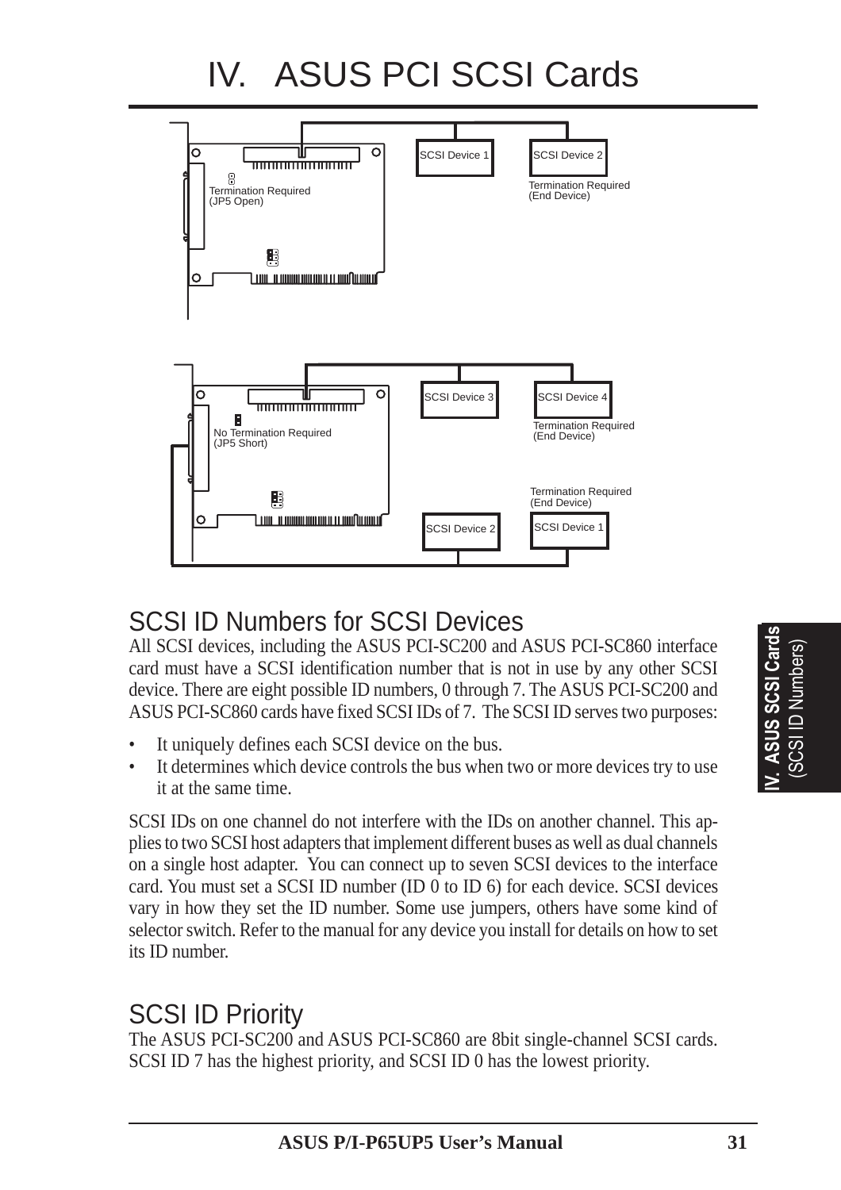# IV. ASUS PCI SCSI Cards

Termination Required (JP5 Open)

SCSI Device 1

SCSI Device 2

Termination Required (End Device)

No Termination Required (JP5 Short)

SCSI Device 3

SCSI Device 4

Termination Required (End Device)

Termination Required (End Device)

SCSI Device 2

SCSI Device 1

## SCSI ID Numbers for SCSI Devices

All SCSI devices, including the ASUS PCI-SC200 and ASUS PCI-SC860 interface card must have a SCSI identification number that is not in use by any other SCSI device. There are eight possible ID numbers, 0 through 7. The ASUS PCI-SC200 and ASUS PCI-SC860 cards have fixed SCSI IDs of 7. The SCSI ID serves two purposes:

- It uniquely defines each SCSI device on the bus.
- It determines which device controls the bus when two or more devices try to use it at the same time.

SCSI IDs on one channel do not interfere with the IDs on another channel. This applies to two SCSI host adapters that implement different buses as well as dual channels on a single host adapter. You can connect up to seven SCSI devices to the interface card. You must set a SCSI ID number (ID 0 to ID 6) for each device. SCSI devices vary in how they set the ID number. Some use jumpers, others have some kind of selector switch. Refer to the manual for any device you install for details on how to set its ID number.

## SCSI ID Priority

The ASUS PCI-SC200 and ASUS PCI-SC860 are 8bit single-channel SCSI cards. SCSI ID 7 has the highest priority, and SCSI ID 0 has the lowest priority.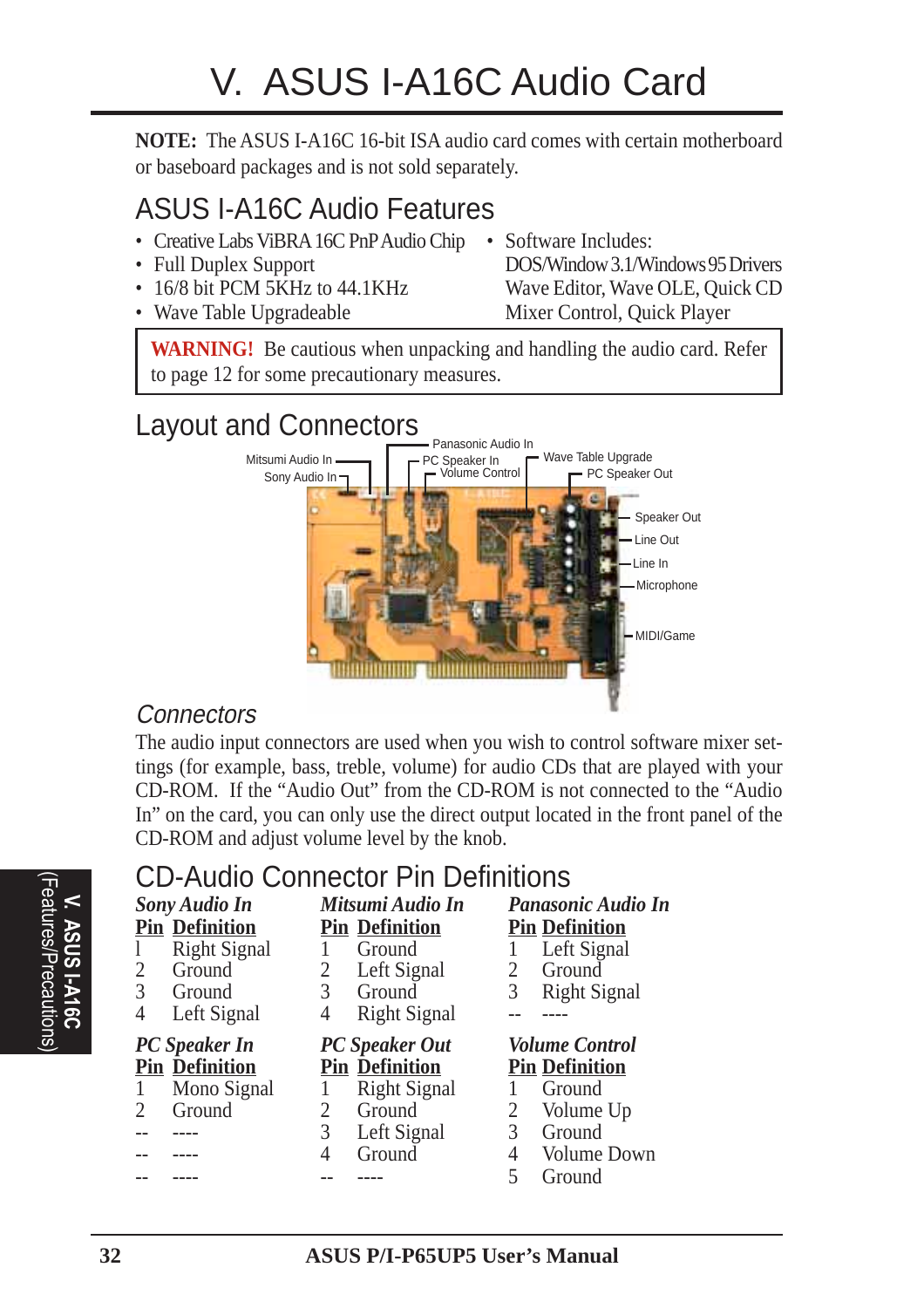# V. ASUS I-A16C Audio Card

**NOTE:** The ASUS I-A16C 16-bit ISA audio card comes with certain motherboard or baseboard packages and is not sold separately.

## ASUS I-A16C Audio Features

- Creative Labs ViBRA 16C PnP Audio Chip
- Full Duplex Support
- 16/8 bit PCM 5KHz to 44.1KHz
- Wave Table Upgradeable
- Software Includes:
  DOS/Window 3.1/Windows 95 Drivers
  Wave Editor, Wave OLE, Quick CD
  Mixer Control, Quick Player

> **WARNING!** Be cautious when unpacking and handling the audio card. Refer to page 12 for some precautionary measures.

## Layout and Connectors

Mitsumi Audio In
Sony Audio In
Panasonic Audio In
PC Speaker In
Volume Control
Wave Table Upgrade
PC Speaker Out
Speaker Out
Line Out
Line In
Microphone
MIDI/Game

### *Connectors*

The audio input connectors are used when you wish to control software mixer settings (for example, bass, treble, volume) for audio CDs that are played with your CD-ROM. If the "Audio Out" from the CD-ROM is not connected to the "Audio In" on the card, you can only use the direct output located in the front panel of the CD-ROM and adjust volume level by the knob.

## CD-Audio Connector Pin Definitions

***Sony Audio In***

| Pin | Definition |
|---|---|
| 1 | Right Signal |
| 2 | Ground |
| 3 | Ground |
| 4 | Left Signal |

***Mitsumi Audio In***

| Pin | Definition |
|---|---|
| 1 | Ground |
| 2 | Left Signal |
| 3 | Ground |
| 4 | Right Signal |

***Panasonic Audio In***

| Pin | Definition |
|---|---|
| 1 | Left Signal |
| 2 | Ground |
| 3 | Right Signal |
| -- | ---- |

***PC Speaker In***

| Pin | Definition |
|---|---|
| 1 | Mono Signal |
| 2 | Ground |
| -- | ---- |
| -- | ---- |
| -- | ---- |

***PC Speaker Out***

| Pin | Definition |
|---|---|
| 1 | Right Signal |
| 2 | Ground |
| 3 | Left Signal |
| 4 | Ground |
| -- | ---- |

***Volume Control***

| Pin | Definition |
|---|---|
| 1 | Ground |
| 2 | Volume Up |
| 3 | Ground |
| 4 | Volume Down |
| 5 | Ground |